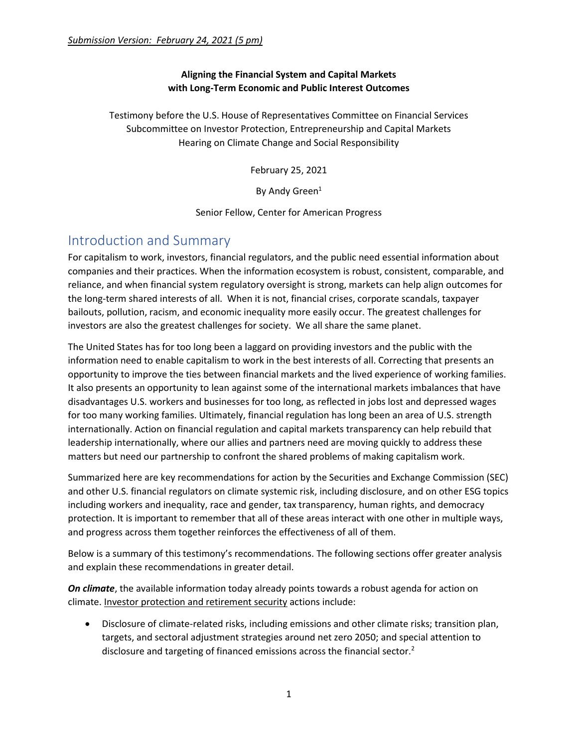*Submission Version: February 24, 2021 (5 pm)*

**Aligning the Financial System and Capital Markets with Long-Term Economic and Public Interest Outcomes**

Testimony before the U.S. House of Representatives Committee on Financial Services
Subcommittee on Investor Protection, Entrepreneurship and Capital Markets
Hearing on Climate Change and Social Responsibility

February 25, 2021

By Andy Green[1]

Senior Fellow, Center for American Progress

## Introduction and Summary

For capitalism to work, investors, financial regulators, and the public need essential information about companies and their practices. When the information ecosystem is robust, consistent, comparable, and reliance, and when financial system regulatory oversight is strong, markets can help align outcomes for the long-term shared interests of all. When it is not, financial crises, corporate scandals, taxpayer bailouts, pollution, racism, and economic inequality more easily occur. The greatest challenges for investors are also the greatest challenges for society. We all share the same planet.

The United States has for too long been a laggard on providing investors and the public with the information need to enable capitalism to work in the best interests of all. Correcting that presents an opportunity to improve the ties between financial markets and the lived experience of working families. It also presents an opportunity to lean against some of the international markets imbalances that have disadvantages U.S. workers and businesses for too long, as reflected in jobs lost and depressed wages for too many working families. Ultimately, financial regulation has long been an area of U.S. strength internationally. Action on financial regulation and capital markets transparency can help rebuild that leadership internationally, where our allies and partners need are moving quickly to address these matters but need our partnership to confront the shared problems of making capitalism work.

Summarized here are key recommendations for action by the Securities and Exchange Commission (SEC) and other U.S. financial regulators on climate systemic risk, including disclosure, and on other ESG topics including workers and inequality, race and gender, tax transparency, human rights, and democracy protection. It is important to remember that all of these areas interact with one other in multiple ways, and progress across them together reinforces the effectiveness of all of them.

Below is a summary of this testimony's recommendations. The following sections offer greater analysis and explain these recommendations in greater detail.

***On climate***, the available information today already points towards a robust agenda for action on climate. Investor protection and retirement security actions include:

- Disclosure of climate-related risks, including emissions and other climate risks; transition plan, targets, and sectoral adjustment strategies around net zero 2050; and special attention to disclosure and targeting of financed emissions across the financial sector.[2]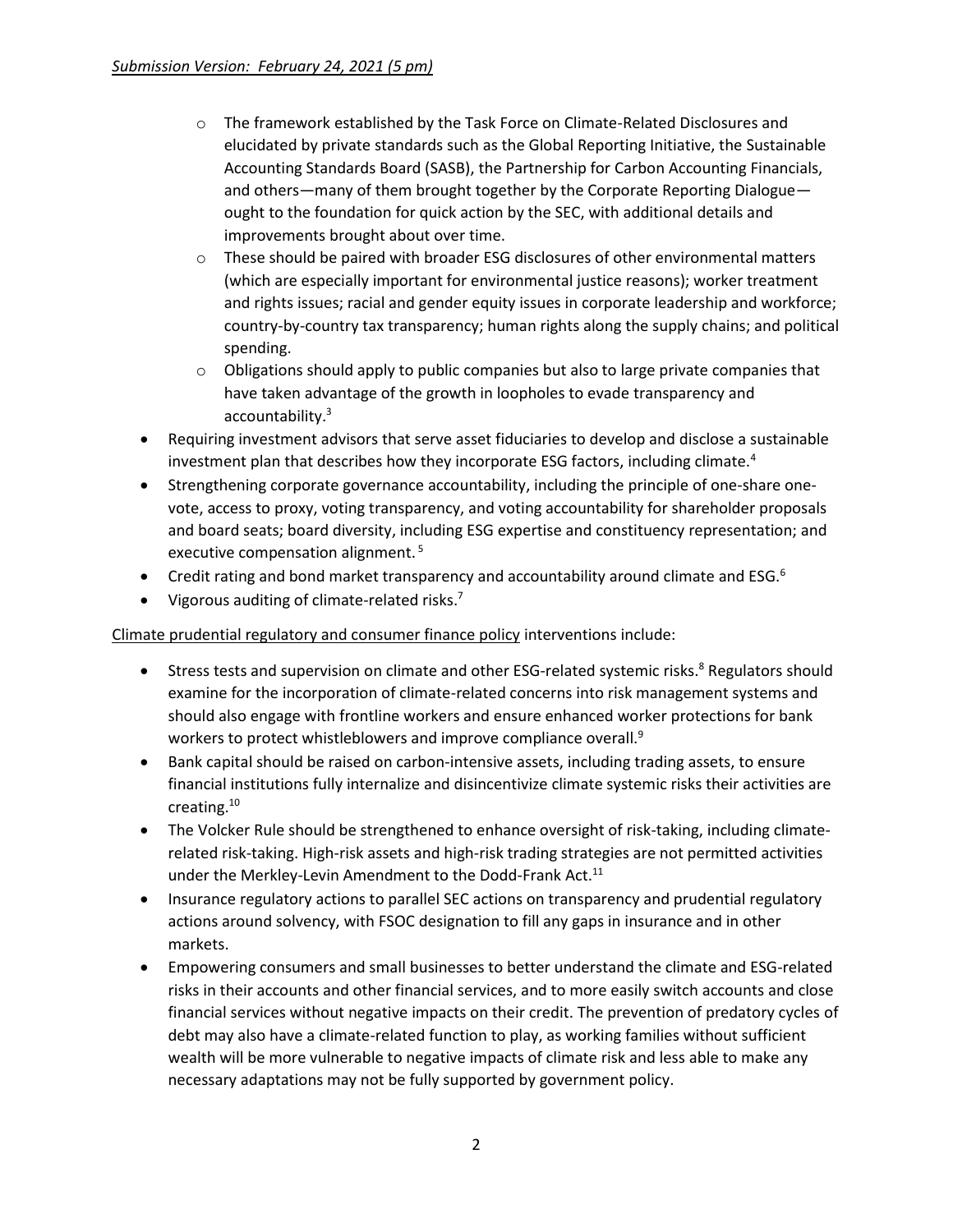- The framework established by the Task Force on Climate-Related Disclosures and elucidated by private standards such as the Global Reporting Initiative, the Sustainable Accounting Standards Board (SASB), the Partnership for Carbon Accounting Financials, and others—many of them brought together by the Corporate Reporting Dialogue—ought to the foundation for quick action by the SEC, with additional details and improvements brought about over time.
    - These should be paired with broader ESG disclosures of other environmental matters (which are especially important for environmental justice reasons); worker treatment and rights issues; racial and gender equity issues in corporate leadership and workforce; country-by-country tax transparency; human rights along the supply chains; and political spending.
    - Obligations should apply to public companies but also to large private companies that have taken advantage of the growth in loopholes to evade transparency and accountability.[3]
- Requiring investment advisors that serve asset fiduciaries to develop and disclose a sustainable investment plan that describes how they incorporate ESG factors, including climate.[4]
- Strengthening corporate governance accountability, including the principle of one-share one-vote, access to proxy, voting transparency, and voting accountability for shareholder proposals and board seats; board diversity, including ESG expertise and constituency representation; and executive compensation alignment.[5]
- Credit rating and bond market transparency and accountability around climate and ESG.[6]
- Vigorous auditing of climate-related risks.[7]

Climate prudential regulatory and consumer finance policy interventions include:

- Stress tests and supervision on climate and other ESG-related systemic risks.[8] Regulators should examine for the incorporation of climate-related concerns into risk management systems and should also engage with frontline workers and ensure enhanced worker protections for bank workers to protect whistleblowers and improve compliance overall.[9]
- Bank capital should be raised on carbon-intensive assets, including trading assets, to ensure financial institutions fully internalize and disincentivize climate systemic risks their activities are creating.[10]
- The Volcker Rule should be strengthened to enhance oversight of risk-taking, including climate-related risk-taking. High-risk assets and high-risk trading strategies are not permitted activities under the Merkley-Levin Amendment to the Dodd-Frank Act.[11]
- Insurance regulatory actions to parallel SEC actions on transparency and prudential regulatory actions around solvency, with FSOC designation to fill any gaps in insurance and in other markets.
- Empowering consumers and small businesses to better understand the climate and ESG-related risks in their accounts and other financial services, and to more easily switch accounts and close financial services without negative impacts on their credit. The prevention of predatory cycles of debt may also have a climate-related function to play, as working families without sufficient wealth will be more vulnerable to negative impacts of climate risk and less able to make any necessary adaptations may not be fully supported by government policy.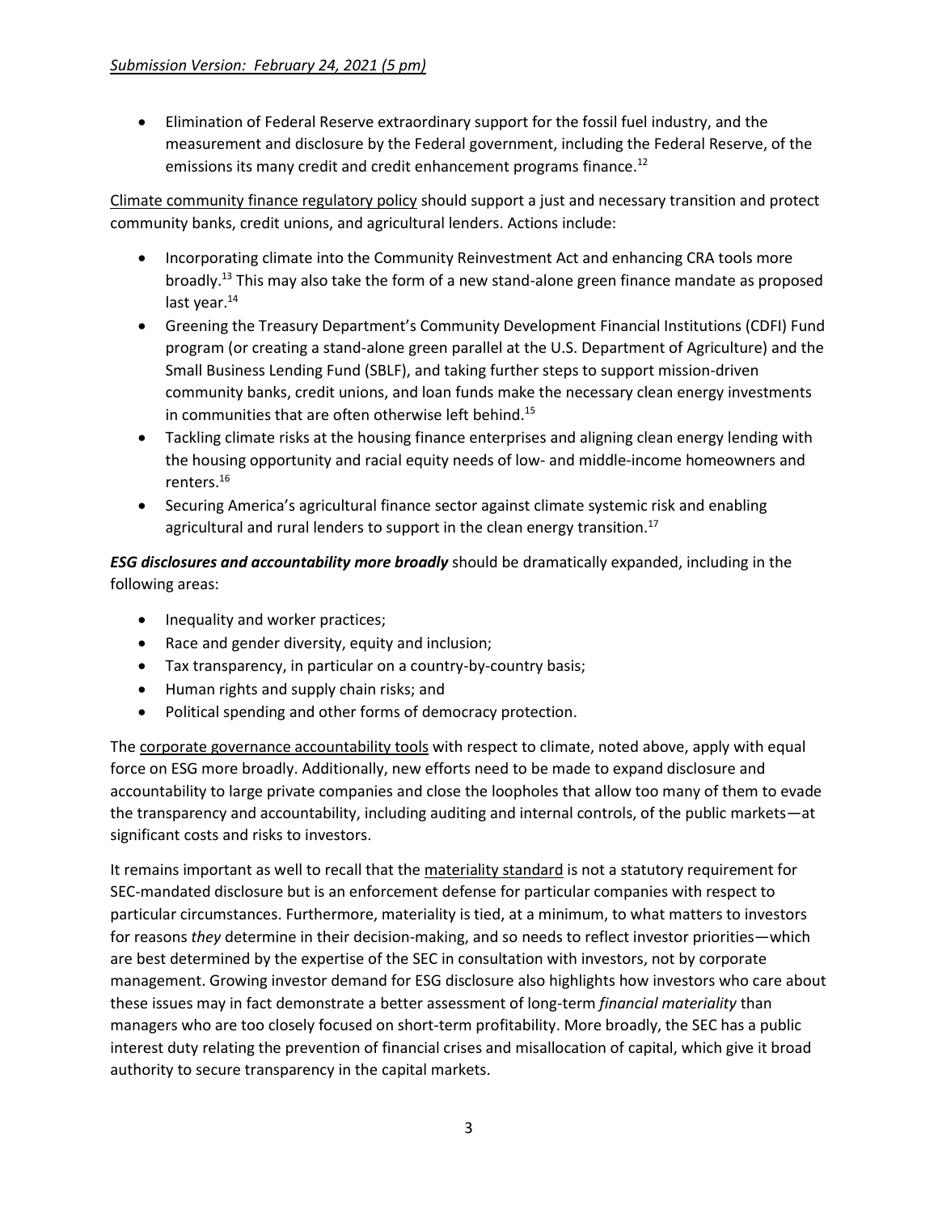- Elimination of Federal Reserve extraordinary support for the fossil fuel industry, and the measurement and disclosure by the Federal government, including the Federal Reserve, of the emissions its many credit and credit enhancement programs finance.[12]

<u>Climate community finance regulatory policy</u> should support a just and necessary transition and protect community banks, credit unions, and agricultural lenders. Actions include:

- Incorporating climate into the Community Reinvestment Act and enhancing CRA tools more broadly.[13] This may also take the form of a new stand-alone green finance mandate as proposed last year.[14]
- Greening the Treasury Department's Community Development Financial Institutions (CDFI) Fund program (or creating a stand-alone green parallel at the U.S. Department of Agriculture) and the Small Business Lending Fund (SBLF), and taking further steps to support mission-driven community banks, credit unions, and loan funds make the necessary clean energy investments in communities that are often otherwise left behind.[15]
- Tackling climate risks at the housing finance enterprises and aligning clean energy lending with the housing opportunity and racial equity needs of low- and middle-income homeowners and renters.[16]
- Securing America's agricultural finance sector against climate systemic risk and enabling agricultural and rural lenders to support in the clean energy transition.[17]

***ESG disclosures and accountability more broadly*** should be dramatically expanded, including in the following areas:

- Inequality and worker practices;
- Race and gender diversity, equity and inclusion;
- Tax transparency, in particular on a country-by-country basis;
- Human rights and supply chain risks; and
- Political spending and other forms of democracy protection.

The <u>corporate governance accountability tools</u> with respect to climate, noted above, apply with equal force on ESG more broadly. Additionally, new efforts need to be made to expand disclosure and accountability to large private companies and close the loopholes that allow too many of them to evade the transparency and accountability, including auditing and internal controls, of the public markets—at significant costs and risks to investors.

It remains important as well to recall that the <u>materiality standard</u> is not a statutory requirement for SEC-mandated disclosure but is an enforcement defense for particular companies with respect to particular circumstances. Furthermore, materiality is tied, at a minimum, to what matters to investors for reasons *they* determine in their decision-making, and so needs to reflect investor priorities—which are best determined by the expertise of the SEC in consultation with investors, not by corporate management. Growing investor demand for ESG disclosure also highlights how investors who care about these issues may in fact demonstrate a better assessment of long-term *financial materiality* than managers who are too closely focused on short-term profitability. More broadly, the SEC has a public interest duty relating the prevention of financial crises and misallocation of capital, which give it broad authority to secure transparency in the capital markets.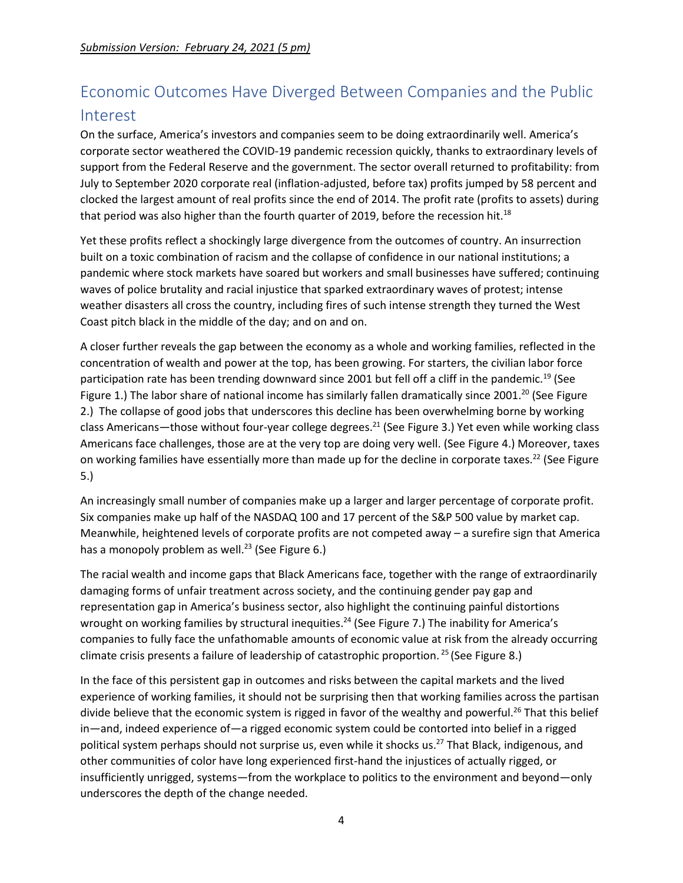*Submission Version: February 24, 2021 (5 pm)*

## Economic Outcomes Have Diverged Between Companies and the Public Interest

On the surface, America's investors and companies seem to be doing extraordinarily well. America's corporate sector weathered the COVID-19 pandemic recession quickly, thanks to extraordinary levels of support from the Federal Reserve and the government. The sector overall returned to profitability: from July to September 2020 corporate real (inflation-adjusted, before tax) profits jumped by 58 percent and clocked the largest amount of real profits since the end of 2014. The profit rate (profits to assets) during that period was also higher than the fourth quarter of 2019, before the recession hit.[18]

Yet these profits reflect a shockingly large divergence from the outcomes of country. An insurrection built on a toxic combination of racism and the collapse of confidence in our national institutions; a pandemic where stock markets have soared but workers and small businesses have suffered; continuing waves of police brutality and racial injustice that sparked extraordinary waves of protest; intense weather disasters all cross the country, including fires of such intense strength they turned the West Coast pitch black in the middle of the day; and on and on.

A closer further reveals the gap between the economy as a whole and working families, reflected in the concentration of wealth and power at the top, has been growing. For starters, the civilian labor force participation rate has been trending downward since 2001 but fell off a cliff in the pandemic.[19] (See Figure 1.) The labor share of national income has similarly fallen dramatically since 2001.[20] (See Figure 2.) The collapse of good jobs that underscores this decline has been overwhelming borne by working class Americans—those without four-year college degrees.[21] (See Figure 3.) Yet even while working class Americans face challenges, those are at the very top are doing very well. (See Figure 4.) Moreover, taxes on working families have essentially more than made up for the decline in corporate taxes.[22] (See Figure 5.)

An increasingly small number of companies make up a larger and larger percentage of corporate profit. Six companies make up half of the NASDAQ 100 and 17 percent of the S&P 500 value by market cap. Meanwhile, heightened levels of corporate profits are not competed away – a surefire sign that America has a monopoly problem as well.[23] (See Figure 6.)

The racial wealth and income gaps that Black Americans face, together with the range of extraordinarily damaging forms of unfair treatment across society, and the continuing gender pay gap and representation gap in America's business sector, also highlight the continuing painful distortions wrought on working families by structural inequities.[24] (See Figure 7.) The inability for America's companies to fully face the unfathomable amounts of economic value at risk from the already occurring climate crisis presents a failure of leadership of catastrophic proportion.[25] (See Figure 8.)

In the face of this persistent gap in outcomes and risks between the capital markets and the lived experience of working families, it should not be surprising then that working families across the partisan divide believe that the economic system is rigged in favor of the wealthy and powerful.[26] That this belief in—and, indeed experience of—a rigged economic system could be contorted into belief in a rigged political system perhaps should not surprise us, even while it shocks us.[27] That Black, indigenous, and other communities of color have long experienced first-hand the injustices of actually rigged, or insufficiently unrigged, systems—from the workplace to politics to the environment and beyond—only underscores the depth of the change needed.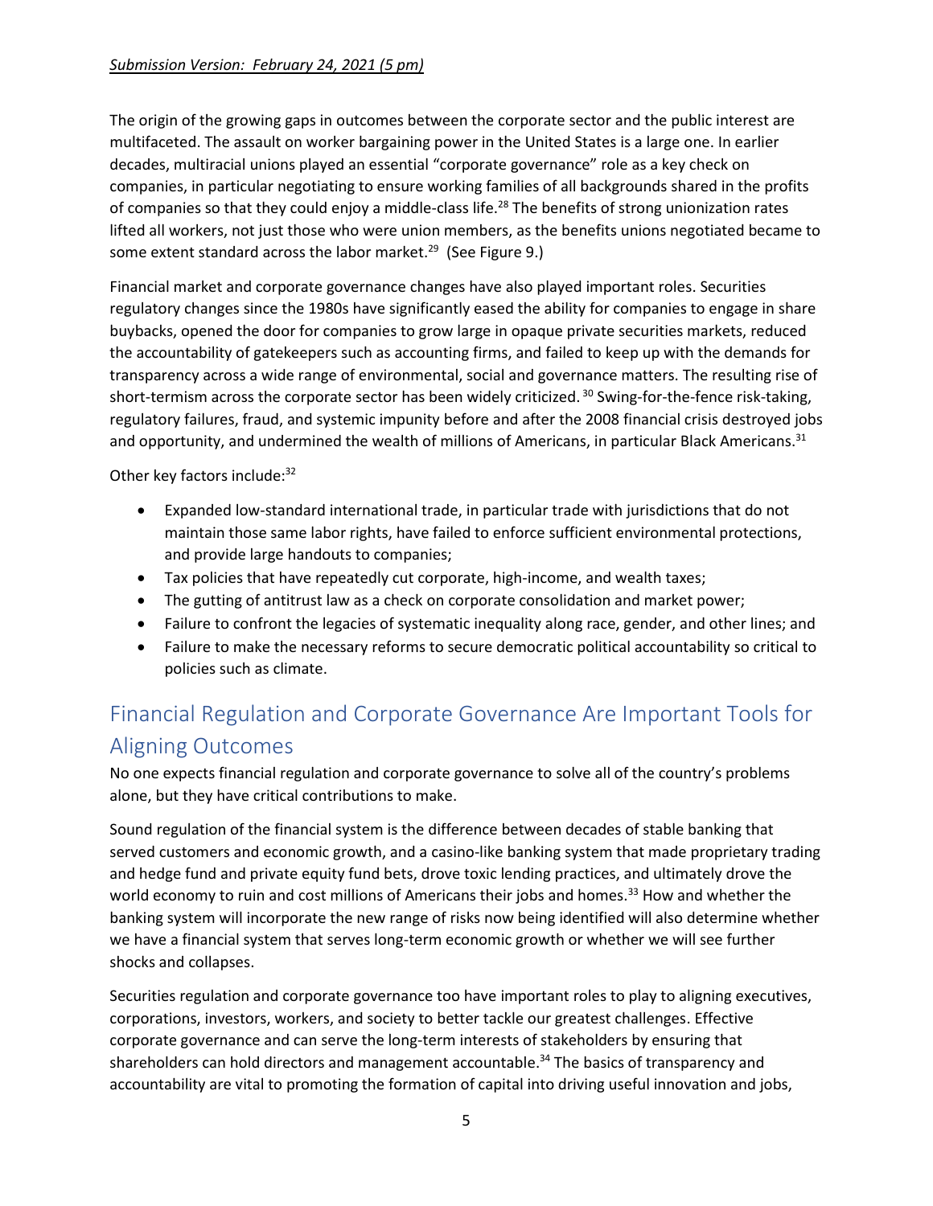The origin of the growing gaps in outcomes between the corporate sector and the public interest are multifaceted. The assault on worker bargaining power in the United States is a large one. In earlier decades, multiracial unions played an essential "corporate governance" role as a key check on companies, in particular negotiating to ensure working families of all backgrounds shared in the profits of companies so that they could enjoy a middle-class life.[28] The benefits of strong unionization rates lifted all workers, not just those who were union members, as the benefits unions negotiated became to some extent standard across the labor market.[29] (See Figure 9.)

Financial market and corporate governance changes have also played important roles. Securities regulatory changes since the 1980s have significantly eased the ability for companies to engage in share buybacks, opened the door for companies to grow large in opaque private securities markets, reduced the accountability of gatekeepers such as accounting firms, and failed to keep up with the demands for transparency across a wide range of environmental, social and governance matters. The resulting rise of short-termism across the corporate sector has been widely criticized.[30] Swing-for-the-fence risk-taking, regulatory failures, fraud, and systemic impunity before and after the 2008 financial crisis destroyed jobs and opportunity, and undermined the wealth of millions of Americans, in particular Black Americans.[31]

Other key factors include:[32]

- Expanded low-standard international trade, in particular trade with jurisdictions that do not maintain those same labor rights, have failed to enforce sufficient environmental protections, and provide large handouts to companies;
- Tax policies that have repeatedly cut corporate, high-income, and wealth taxes;
- The gutting of antitrust law as a check on corporate consolidation and market power;
- Failure to confront the legacies of systematic inequality along race, gender, and other lines; and
- Failure to make the necessary reforms to secure democratic political accountability so critical to policies such as climate.

## Financial Regulation and Corporate Governance Are Important Tools for Aligning Outcomes

No one expects financial regulation and corporate governance to solve all of the country's problems alone, but they have critical contributions to make.

Sound regulation of the financial system is the difference between decades of stable banking that served customers and economic growth, and a casino-like banking system that made proprietary trading and hedge fund and private equity fund bets, drove toxic lending practices, and ultimately drove the world economy to ruin and cost millions of Americans their jobs and homes.[33] How and whether the banking system will incorporate the new range of risks now being identified will also determine whether we have a financial system that serves long-term economic growth or whether we will see further shocks and collapses.

Securities regulation and corporate governance too have important roles to play to aligning executives, corporations, investors, workers, and society to better tackle our greatest challenges. Effective corporate governance and can serve the long-term interests of stakeholders by ensuring that shareholders can hold directors and management accountable.[34] The basics of transparency and accountability are vital to promoting the formation of capital into driving useful innovation and jobs,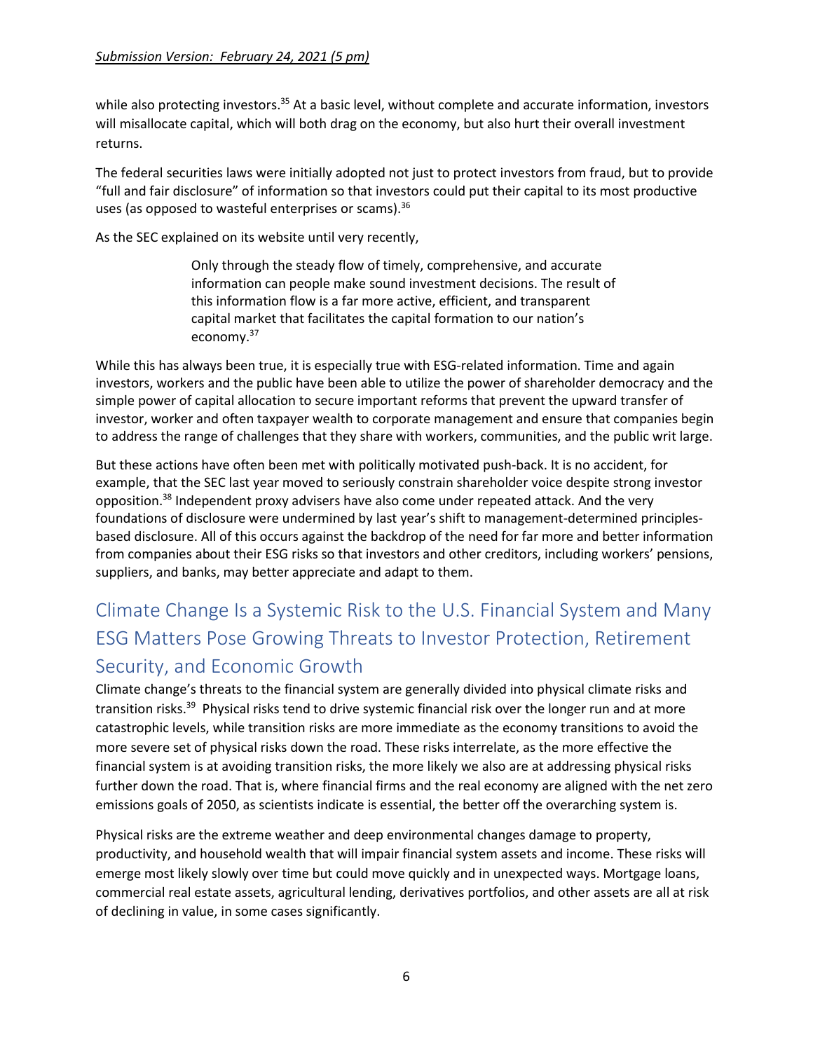while also protecting investors.[35] At a basic level, without complete and accurate information, investors will misallocate capital, which will both drag on the economy, but also hurt their overall investment returns.

The federal securities laws were initially adopted not just to protect investors from fraud, but to provide "full and fair disclosure" of information so that investors could put their capital to its most productive uses (as opposed to wasteful enterprises or scams).[36]

As the SEC explained on its website until very recently,

> Only through the steady flow of timely, comprehensive, and accurate information can people make sound investment decisions. The result of this information flow is a far more active, efficient, and transparent capital market that facilitates the capital formation to our nation's economy.[37]

While this has always been true, it is especially true with ESG-related information. Time and again investors, workers and the public have been able to utilize the power of shareholder democracy and the simple power of capital allocation to secure important reforms that prevent the upward transfer of investor, worker and often taxpayer wealth to corporate management and ensure that companies begin to address the range of challenges that they share with workers, communities, and the public writ large.

But these actions have often been met with politically motivated push-back. It is no accident, for example, that the SEC last year moved to seriously constrain shareholder voice despite strong investor opposition.[38] Independent proxy advisers have also come under repeated attack. And the very foundations of disclosure were undermined by last year's shift to management-determined principles-based disclosure. All of this occurs against the backdrop of the need for far more and better information from companies about their ESG risks so that investors and other creditors, including workers' pensions, suppliers, and banks, may better appreciate and adapt to them.

## Climate Change Is a Systemic Risk to the U.S. Financial System and Many ESG Matters Pose Growing Threats to Investor Protection, Retirement Security, and Economic Growth

Climate change's threats to the financial system are generally divided into physical climate risks and transition risks.[39] Physical risks tend to drive systemic financial risk over the longer run and at more catastrophic levels, while transition risks are more immediate as the economy transitions to avoid the more severe set of physical risks down the road. These risks interrelate, as the more effective the financial system is at avoiding transition risks, the more likely we also are at addressing physical risks further down the road. That is, where financial firms and the real economy are aligned with the net zero emissions goals of 2050, as scientists indicate is essential, the better off the overarching system is.

Physical risks are the extreme weather and deep environmental changes damage to property, productivity, and household wealth that will impair financial system assets and income. These risks will emerge most likely slowly over time but could move quickly and in unexpected ways. Mortgage loans, commercial real estate assets, agricultural lending, derivatives portfolios, and other assets are all at risk of declining in value, in some cases significantly.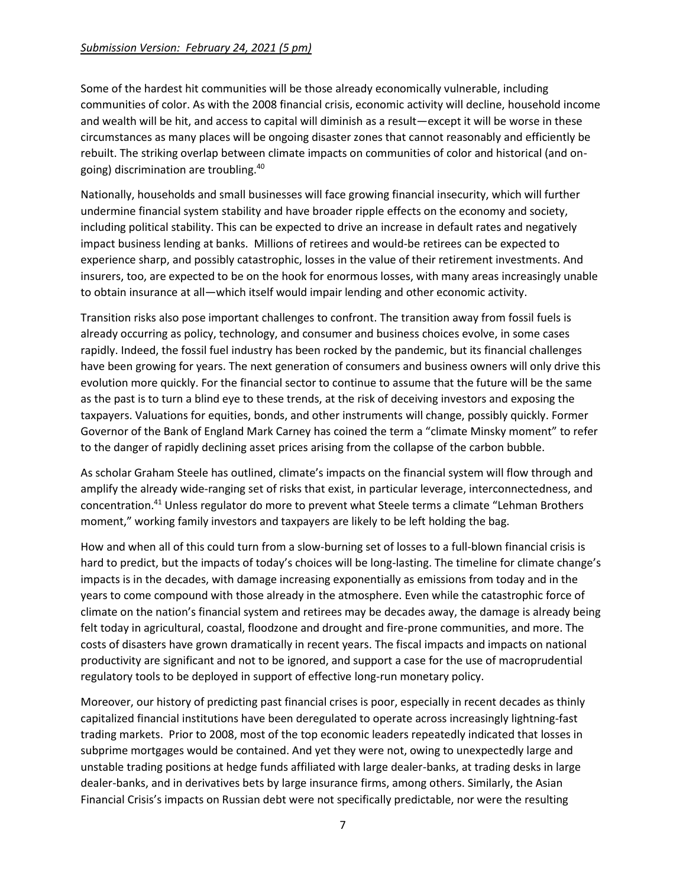Some of the hardest hit communities will be those already economically vulnerable, including communities of color. As with the 2008 financial crisis, economic activity will decline, household income and wealth will be hit, and access to capital will diminish as a result—except it will be worse in these circumstances as many places will be ongoing disaster zones that cannot reasonably and efficiently be rebuilt. The striking overlap between climate impacts on communities of color and historical (and on-going) discrimination are troubling.[40]

Nationally, households and small businesses will face growing financial insecurity, which will further undermine financial system stability and have broader ripple effects on the economy and society, including political stability. This can be expected to drive an increase in default rates and negatively impact business lending at banks. Millions of retirees and would-be retirees can be expected to experience sharp, and possibly catastrophic, losses in the value of their retirement investments. And insurers, too, are expected to be on the hook for enormous losses, with many areas increasingly unable to obtain insurance at all—which itself would impair lending and other economic activity.

Transition risks also pose important challenges to confront. The transition away from fossil fuels is already occurring as policy, technology, and consumer and business choices evolve, in some cases rapidly. Indeed, the fossil fuel industry has been rocked by the pandemic, but its financial challenges have been growing for years. The next generation of consumers and business owners will only drive this evolution more quickly. For the financial sector to continue to assume that the future will be the same as the past is to turn a blind eye to these trends, at the risk of deceiving investors and exposing the taxpayers. Valuations for equities, bonds, and other instruments will change, possibly quickly. Former Governor of the Bank of England Mark Carney has coined the term a "climate Minsky moment" to refer to the danger of rapidly declining asset prices arising from the collapse of the carbon bubble.

As scholar Graham Steele has outlined, climate's impacts on the financial system will flow through and amplify the already wide-ranging set of risks that exist, in particular leverage, interconnectedness, and concentration.[41] Unless regulator do more to prevent what Steele terms a climate "Lehman Brothers moment," working family investors and taxpayers are likely to be left holding the bag.

How and when all of this could turn from a slow-burning set of losses to a full-blown financial crisis is hard to predict, but the impacts of today's choices will be long-lasting. The timeline for climate change's impacts is in the decades, with damage increasing exponentially as emissions from today and in the years to come compound with those already in the atmosphere. Even while the catastrophic force of climate on the nation's financial system and retirees may be decades away, the damage is already being felt today in agricultural, coastal, floodzone and drought and fire-prone communities, and more. The costs of disasters have grown dramatically in recent years. The fiscal impacts and impacts on national productivity are significant and not to be ignored, and support a case for the use of macroprudential regulatory tools to be deployed in support of effective long-run monetary policy.

Moreover, our history of predicting past financial crises is poor, especially in recent decades as thinly capitalized financial institutions have been deregulated to operate across increasingly lightning-fast trading markets. Prior to 2008, most of the top economic leaders repeatedly indicated that losses in subprime mortgages would be contained. And yet they were not, owing to unexpectedly large and unstable trading positions at hedge funds affiliated with large dealer-banks, at trading desks in large dealer-banks, and in derivatives bets by large insurance firms, among others. Similarly, the Asian Financial Crisis's impacts on Russian debt were not specifically predictable, nor were the resulting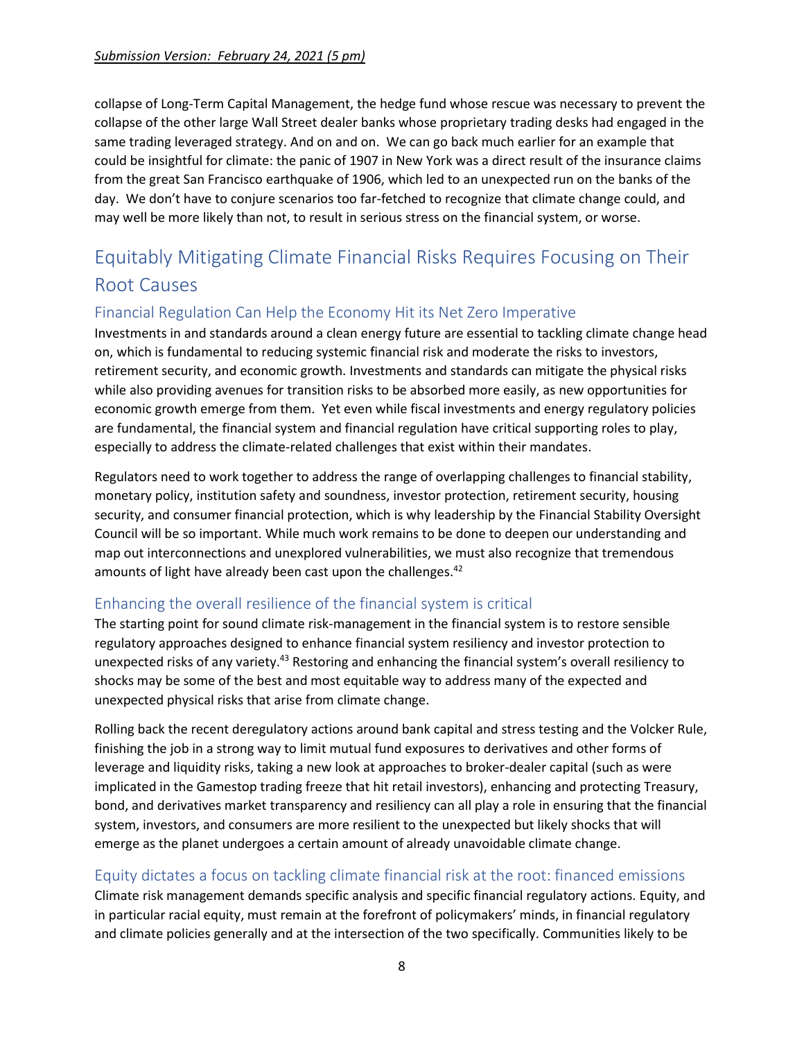collapse of Long-Term Capital Management, the hedge fund whose rescue was necessary to prevent the collapse of the other large Wall Street dealer banks whose proprietary trading desks had engaged in the same trading leveraged strategy. And on and on. We can go back much earlier for an example that could be insightful for climate: the panic of 1907 in New York was a direct result of the insurance claims from the great San Francisco earthquake of 1906, which led to an unexpected run on the banks of the day. We don't have to conjure scenarios too far-fetched to recognize that climate change could, and may well be more likely than not, to result in serious stress on the financial system, or worse.

## Equitably Mitigating Climate Financial Risks Requires Focusing on Their Root Causes

### Financial Regulation Can Help the Economy Hit its Net Zero Imperative

Investments in and standards around a clean energy future are essential to tackling climate change head on, which is fundamental to reducing systemic financial risk and moderate the risks to investors, retirement security, and economic growth. Investments and standards can mitigate the physical risks while also providing avenues for transition risks to be absorbed more easily, as new opportunities for economic growth emerge from them. Yet even while fiscal investments and energy regulatory policies are fundamental, the financial system and financial regulation have critical supporting roles to play, especially to address the climate-related challenges that exist within their mandates.

Regulators need to work together to address the range of overlapping challenges to financial stability, monetary policy, institution safety and soundness, investor protection, retirement security, housing security, and consumer financial protection, which is why leadership by the Financial Stability Oversight Council will be so important. While much work remains to be done to deepen our understanding and map out interconnections and unexplored vulnerabilities, we must also recognize that tremendous amounts of light have already been cast upon the challenges.[42]

### Enhancing the overall resilience of the financial system is critical

The starting point for sound climate risk-management in the financial system is to restore sensible regulatory approaches designed to enhance financial system resiliency and investor protection to unexpected risks of any variety.[43] Restoring and enhancing the financial system's overall resiliency to shocks may be some of the best and most equitable way to address many of the expected and unexpected physical risks that arise from climate change.

Rolling back the recent deregulatory actions around bank capital and stress testing and the Volcker Rule, finishing the job in a strong way to limit mutual fund exposures to derivatives and other forms of leverage and liquidity risks, taking a new look at approaches to broker-dealer capital (such as were implicated in the Gamestop trading freeze that hit retail investors), enhancing and protecting Treasury, bond, and derivatives market transparency and resiliency can all play a role in ensuring that the financial system, investors, and consumers are more resilient to the unexpected but likely shocks that will emerge as the planet undergoes a certain amount of already unavoidable climate change.

### Equity dictates a focus on tackling climate financial risk at the root: financed emissions

Climate risk management demands specific analysis and specific financial regulatory actions. Equity, and in particular racial equity, must remain at the forefront of policymakers' minds, in financial regulatory and climate policies generally and at the intersection of the two specifically. Communities likely to be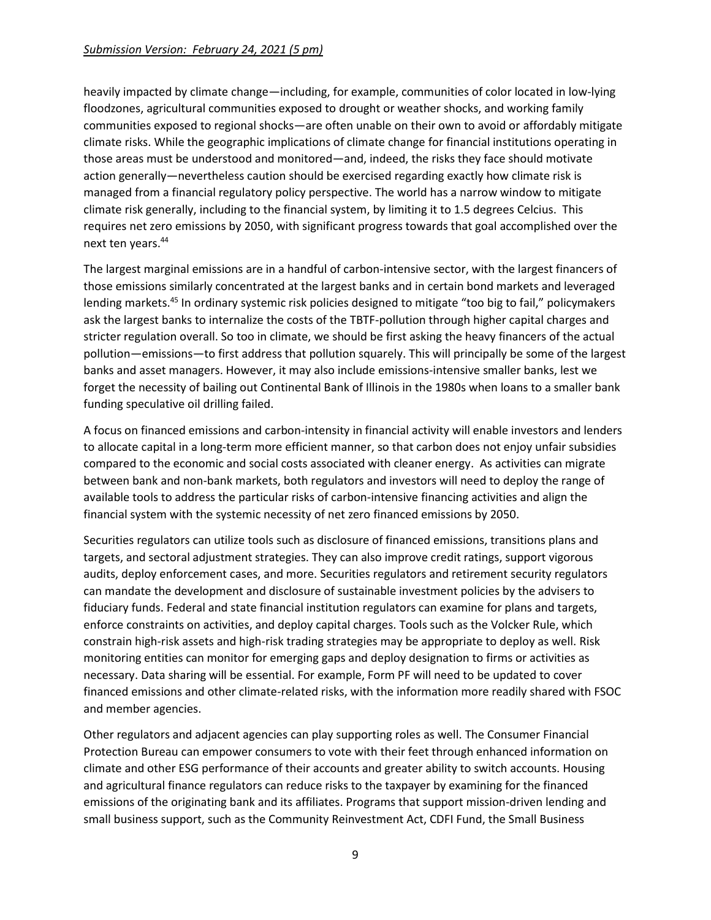heavily impacted by climate change—including, for example, communities of color located in low-lying floodzones, agricultural communities exposed to drought or weather shocks, and working family communities exposed to regional shocks—are often unable on their own to avoid or affordably mitigate climate risks. While the geographic implications of climate change for financial institutions operating in those areas must be understood and monitored—and, indeed, the risks they face should motivate action generally—nevertheless caution should be exercised regarding exactly how climate risk is managed from a financial regulatory policy perspective. The world has a narrow window to mitigate climate risk generally, including to the financial system, by limiting it to 1.5 degrees Celcius. This requires net zero emissions by 2050, with significant progress towards that goal accomplished over the next ten years.[44]

The largest marginal emissions are in a handful of carbon-intensive sector, with the largest financers of those emissions similarly concentrated at the largest banks and in certain bond markets and leveraged lending markets.[45] In ordinary systemic risk policies designed to mitigate "too big to fail," policymakers ask the largest banks to internalize the costs of the TBTF-pollution through higher capital charges and stricter regulation overall. So too in climate, we should be first asking the heavy financers of the actual pollution—emissions—to first address that pollution squarely. This will principally be some of the largest banks and asset managers. However, it may also include emissions-intensive smaller banks, lest we forget the necessity of bailing out Continental Bank of Illinois in the 1980s when loans to a smaller bank funding speculative oil drilling failed.

A focus on financed emissions and carbon-intensity in financial activity will enable investors and lenders to allocate capital in a long-term more efficient manner, so that carbon does not enjoy unfair subsidies compared to the economic and social costs associated with cleaner energy. As activities can migrate between bank and non-bank markets, both regulators and investors will need to deploy the range of available tools to address the particular risks of carbon-intensive financing activities and align the financial system with the systemic necessity of net zero financed emissions by 2050.

Securities regulators can utilize tools such as disclosure of financed emissions, transitions plans and targets, and sectoral adjustment strategies. They can also improve credit ratings, support vigorous audits, deploy enforcement cases, and more. Securities regulators and retirement security regulators can mandate the development and disclosure of sustainable investment policies by the advisers to fiduciary funds. Federal and state financial institution regulators can examine for plans and targets, enforce constraints on activities, and deploy capital charges. Tools such as the Volcker Rule, which constrain high-risk assets and high-risk trading strategies may be appropriate to deploy as well. Risk monitoring entities can monitor for emerging gaps and deploy designation to firms or activities as necessary. Data sharing will be essential. For example, Form PF will need to be updated to cover financed emissions and other climate-related risks, with the information more readily shared with FSOC and member agencies.

Other regulators and adjacent agencies can play supporting roles as well. The Consumer Financial Protection Bureau can empower consumers to vote with their feet through enhanced information on climate and other ESG performance of their accounts and greater ability to switch accounts. Housing and agricultural finance regulators can reduce risks to the taxpayer by examining for the financed emissions of the originating bank and its affiliates. Programs that support mission-driven lending and small business support, such as the Community Reinvestment Act, CDFI Fund, the Small Business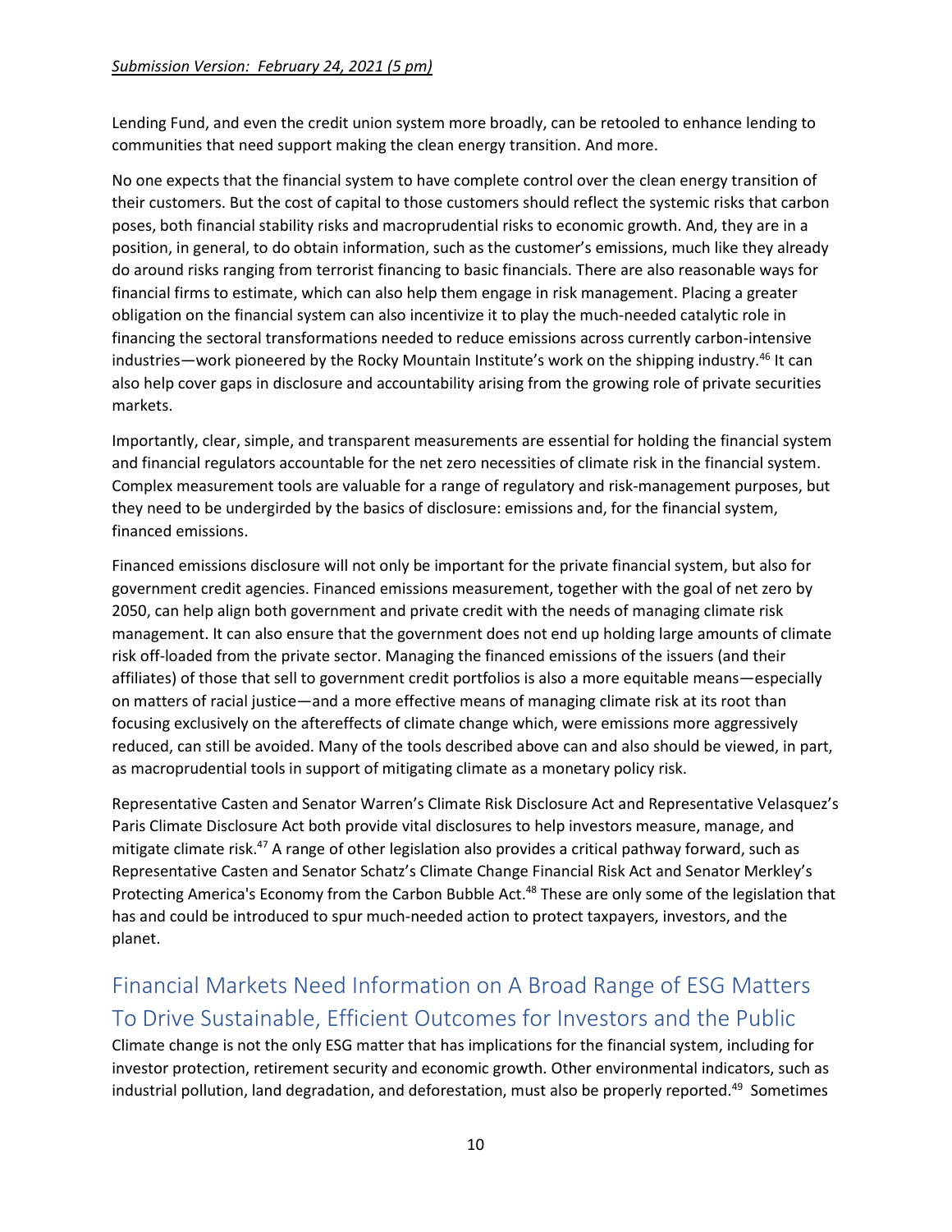Lending Fund, and even the credit union system more broadly, can be retooled to enhance lending to communities that need support making the clean energy transition. And more.

No one expects that the financial system to have complete control over the clean energy transition of their customers. But the cost of capital to those customers should reflect the systemic risks that carbon poses, both financial stability risks and macroprudential risks to economic growth. And, they are in a position, in general, to do obtain information, such as the customer's emissions, much like they already do around risks ranging from terrorist financing to basic financials. There are also reasonable ways for financial firms to estimate, which can also help them engage in risk management. Placing a greater obligation on the financial system can also incentivize it to play the much-needed catalytic role in financing the sectoral transformations needed to reduce emissions across currently carbon-intensive industries—work pioneered by the Rocky Mountain Institute's work on the shipping industry.[46] It can also help cover gaps in disclosure and accountability arising from the growing role of private securities markets.

Importantly, clear, simple, and transparent measurements are essential for holding the financial system and financial regulators accountable for the net zero necessities of climate risk in the financial system. Complex measurement tools are valuable for a range of regulatory and risk-management purposes, but they need to be undergirded by the basics of disclosure: emissions and, for the financial system, financed emissions.

Financed emissions disclosure will not only be important for the private financial system, but also for government credit agencies. Financed emissions measurement, together with the goal of net zero by 2050, can help align both government and private credit with the needs of managing climate risk management. It can also ensure that the government does not end up holding large amounts of climate risk off-loaded from the private sector. Managing the financed emissions of the issuers (and their affiliates) of those that sell to government credit portfolios is also a more equitable means—especially on matters of racial justice—and a more effective means of managing climate risk at its root than focusing exclusively on the aftereffects of climate change which, were emissions more aggressively reduced, can still be avoided. Many of the tools described above can and also should be viewed, in part, as macroprudential tools in support of mitigating climate as a monetary policy risk.

Representative Casten and Senator Warren's Climate Risk Disclosure Act and Representative Velasquez's Paris Climate Disclosure Act both provide vital disclosures to help investors measure, manage, and mitigate climate risk.[47] A range of other legislation also provides a critical pathway forward, such as Representative Casten and Senator Schatz's Climate Change Financial Risk Act and Senator Merkley's Protecting America's Economy from the Carbon Bubble Act.[48] These are only some of the legislation that has and could be introduced to spur much-needed action to protect taxpayers, investors, and the planet.

## Financial Markets Need Information on A Broad Range of ESG Matters To Drive Sustainable, Efficient Outcomes for Investors and the Public

Climate change is not the only ESG matter that has implications for the financial system, including for investor protection, retirement security and economic growth. Other environmental indicators, such as industrial pollution, land degradation, and deforestation, must also be properly reported.[49] Sometimes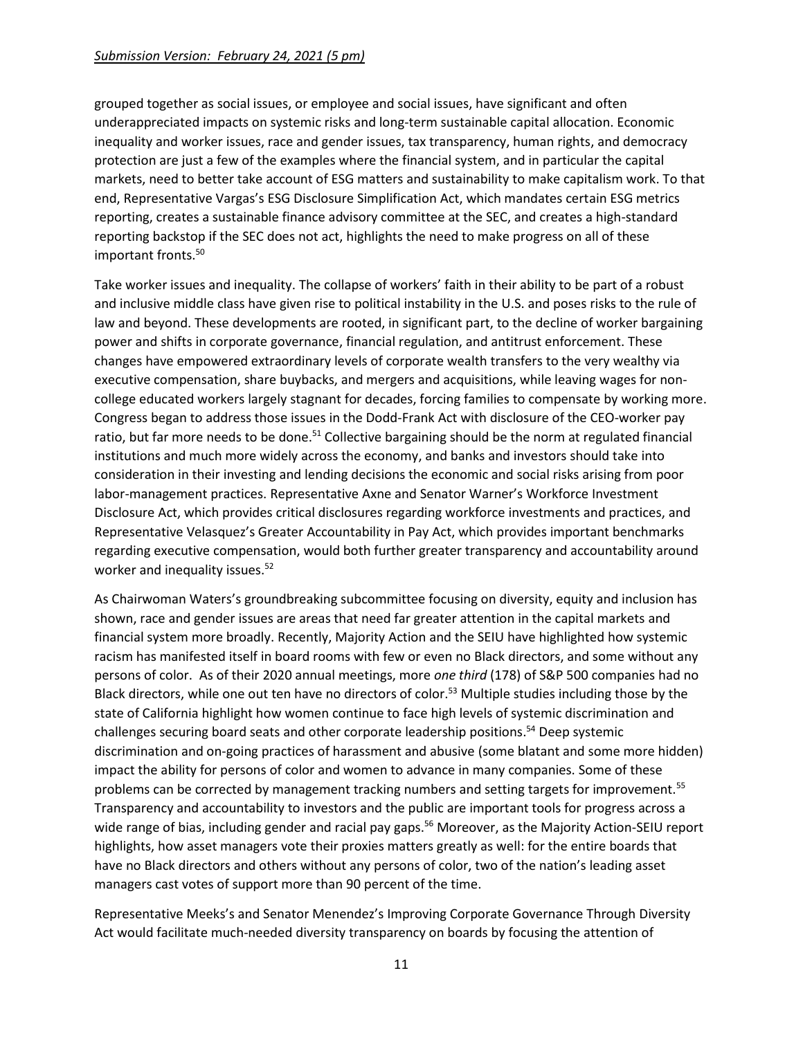grouped together as social issues, or employee and social issues, have significant and often underappreciated impacts on systemic risks and long-term sustainable capital allocation. Economic inequality and worker issues, race and gender issues, tax transparency, human rights, and democracy protection are just a few of the examples where the financial system, and in particular the capital markets, need to better take account of ESG matters and sustainability to make capitalism work. To that end, Representative Vargas's ESG Disclosure Simplification Act, which mandates certain ESG metrics reporting, creates a sustainable finance advisory committee at the SEC, and creates a high-standard reporting backstop if the SEC does not act, highlights the need to make progress on all of these important fronts.[50]

Take worker issues and inequality. The collapse of workers' faith in their ability to be part of a robust and inclusive middle class have given rise to political instability in the U.S. and poses risks to the rule of law and beyond. These developments are rooted, in significant part, to the decline of worker bargaining power and shifts in corporate governance, financial regulation, and antitrust enforcement. These changes have empowered extraordinary levels of corporate wealth transfers to the very wealthy via executive compensation, share buybacks, and mergers and acquisitions, while leaving wages for non-college educated workers largely stagnant for decades, forcing families to compensate by working more. Congress began to address those issues in the Dodd-Frank Act with disclosure of the CEO-worker pay ratio, but far more needs to be done.[51] Collective bargaining should be the norm at regulated financial institutions and much more widely across the economy, and banks and investors should take into consideration in their investing and lending decisions the economic and social risks arising from poor labor-management practices. Representative Axne and Senator Warner's Workforce Investment Disclosure Act, which provides critical disclosures regarding workforce investments and practices, and Representative Velasquez's Greater Accountability in Pay Act, which provides important benchmarks regarding executive compensation, would both further greater transparency and accountability around worker and inequality issues.[52]

As Chairwoman Waters's groundbreaking subcommittee focusing on diversity, equity and inclusion has shown, race and gender issues are areas that need far greater attention in the capital markets and financial system more broadly. Recently, Majority Action and the SEIU have highlighted how systemic racism has manifested itself in board rooms with few or even no Black directors, and some without any persons of color. As of their 2020 annual meetings, more *one third* (178) of S&P 500 companies had no Black directors, while one out ten have no directors of color.[53] Multiple studies including those by the state of California highlight how women continue to face high levels of systemic discrimination and challenges securing board seats and other corporate leadership positions.[54] Deep systemic discrimination and on-going practices of harassment and abusive (some blatant and some more hidden) impact the ability for persons of color and women to advance in many companies. Some of these problems can be corrected by management tracking numbers and setting targets for improvement.[55] Transparency and accountability to investors and the public are important tools for progress across a wide range of bias, including gender and racial pay gaps.[56] Moreover, as the Majority Action-SEIU report highlights, how asset managers vote their proxies matters greatly as well: for the entire boards that have no Black directors and others without any persons of color, two of the nation's leading asset managers cast votes of support more than 90 percent of the time.

Representative Meeks's and Senator Menendez's Improving Corporate Governance Through Diversity Act would facilitate much-needed diversity transparency on boards by focusing the attention of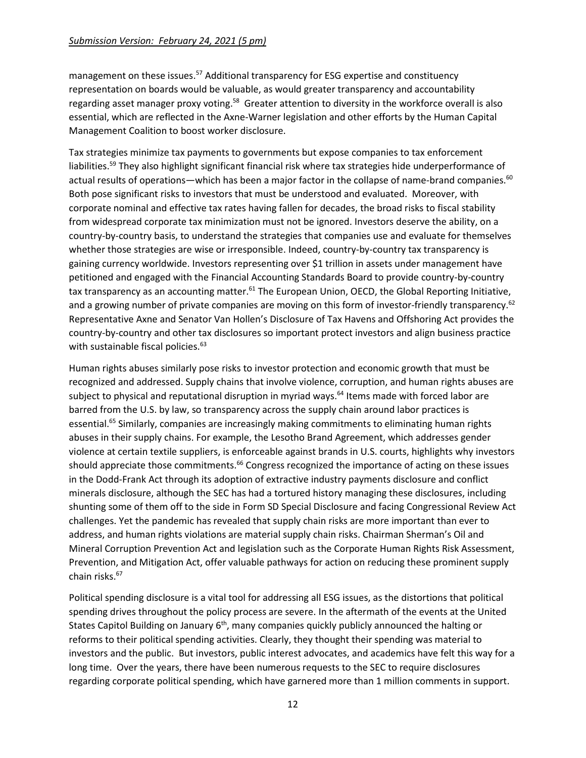management on these issues.[57] Additional transparency for ESG expertise and constituency representation on boards would be valuable, as would greater transparency and accountability regarding asset manager proxy voting.[58] Greater attention to diversity in the workforce overall is also essential, which are reflected in the Axne-Warner legislation and other efforts by the Human Capital Management Coalition to boost worker disclosure.

Tax strategies minimize tax payments to governments but expose companies to tax enforcement liabilities.[59] They also highlight significant financial risk where tax strategies hide underperformance of actual results of operations—which has been a major factor in the collapse of name-brand companies.[60] Both pose significant risks to investors that must be understood and evaluated. Moreover, with corporate nominal and effective tax rates having fallen for decades, the broad risks to fiscal stability from widespread corporate tax minimization must not be ignored. Investors deserve the ability, on a country-by-country basis, to understand the strategies that companies use and evaluate for themselves whether those strategies are wise or irresponsible. Indeed, country-by-country tax transparency is gaining currency worldwide. Investors representing over $1 trillion in assets under management have petitioned and engaged with the Financial Accounting Standards Board to provide country-by-country tax transparency as an accounting matter.[61] The European Union, OECD, the Global Reporting Initiative, and a growing number of private companies are moving on this form of investor-friendly transparency.[62] Representative Axne and Senator Van Hollen's Disclosure of Tax Havens and Offshoring Act provides the country-by-country and other tax disclosures so important protect investors and align business practice with sustainable fiscal policies.[63]

Human rights abuses similarly pose risks to investor protection and economic growth that must be recognized and addressed. Supply chains that involve violence, corruption, and human rights abuses are subject to physical and reputational disruption in myriad ways.[64] Items made with forced labor are barred from the U.S. by law, so transparency across the supply chain around labor practices is essential.[65] Similarly, companies are increasingly making commitments to eliminating human rights abuses in their supply chains. For example, the Lesotho Brand Agreement, which addresses gender violence at certain textile suppliers, is enforceable against brands in U.S. courts, highlights why investors should appreciate those commitments.[66] Congress recognized the importance of acting on these issues in the Dodd-Frank Act through its adoption of extractive industry payments disclosure and conflict minerals disclosure, although the SEC has had a tortured history managing these disclosures, including shunting some of them off to the side in Form SD Special Disclosure and facing Congressional Review Act challenges. Yet the pandemic has revealed that supply chain risks are more important than ever to address, and human rights violations are material supply chain risks. Chairman Sherman's Oil and Mineral Corruption Prevention Act and legislation such as the Corporate Human Rights Risk Assessment, Prevention, and Mitigation Act, offer valuable pathways for action on reducing these prominent supply chain risks.[67]

Political spending disclosure is a vital tool for addressing all ESG issues, as the distortions that political spending drives throughout the policy process are severe. In the aftermath of the events at the United States Capitol Building on January 6th, many companies quickly publicly announced the halting or reforms to their political spending activities. Clearly, they thought their spending was material to investors and the public. But investors, public interest advocates, and academics have felt this way for a long time. Over the years, there have been numerous requests to the SEC to require disclosures regarding corporate political spending, which have garnered more than 1 million comments in support.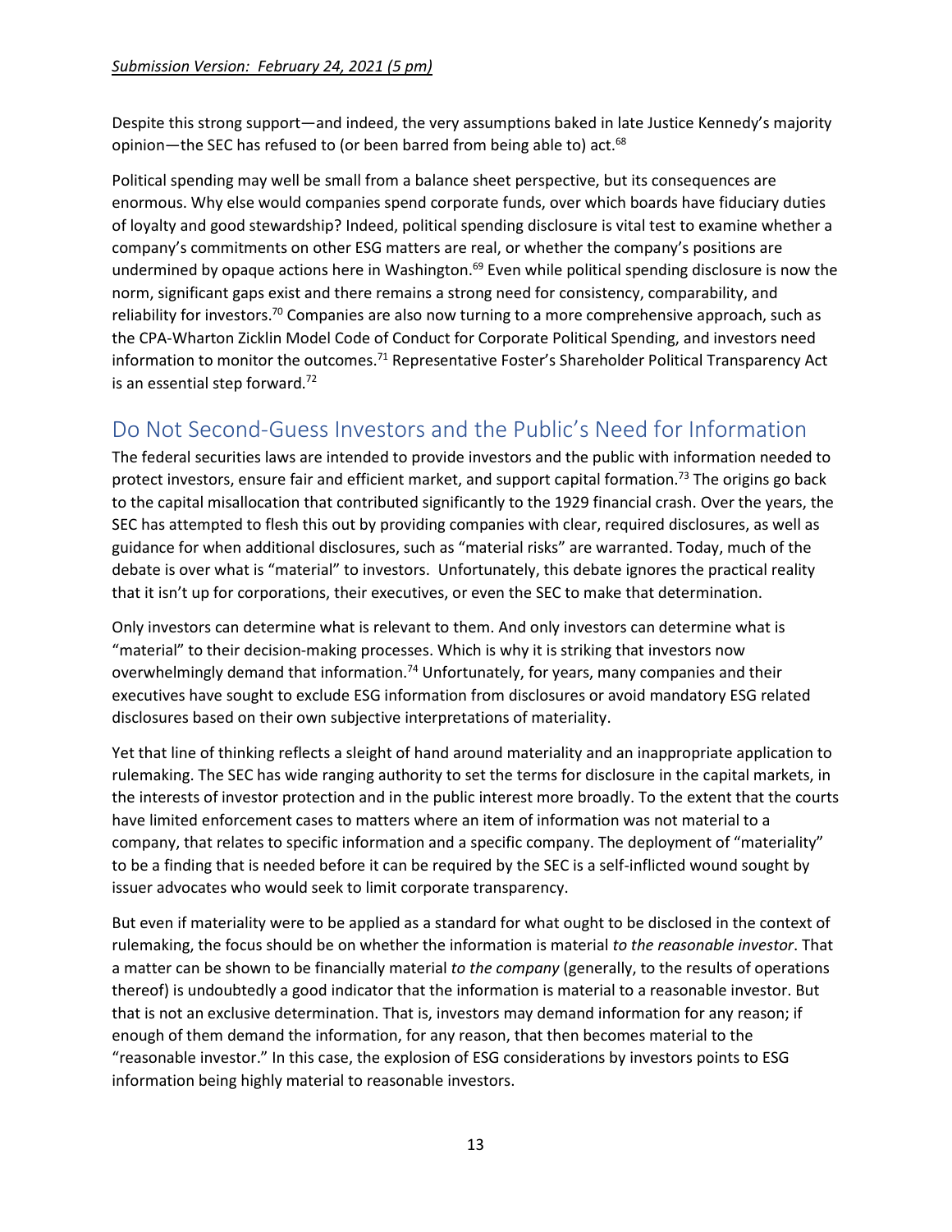Despite this strong support—and indeed, the very assumptions baked in late Justice Kennedy's majority opinion—the SEC has refused to (or been barred from being able to) act.[68]

Political spending may well be small from a balance sheet perspective, but its consequences are enormous. Why else would companies spend corporate funds, over which boards have fiduciary duties of loyalty and good stewardship? Indeed, political spending disclosure is vital test to examine whether a company's commitments on other ESG matters are real, or whether the company's positions are undermined by opaque actions here in Washington.[69] Even while political spending disclosure is now the norm, significant gaps exist and there remains a strong need for consistency, comparability, and reliability for investors.[70] Companies are also now turning to a more comprehensive approach, such as the CPA-Wharton Zicklin Model Code of Conduct for Corporate Political Spending, and investors need information to monitor the outcomes.[71] Representative Foster's Shareholder Political Transparency Act is an essential step forward.[72]

## Do Not Second-Guess Investors and the Public's Need for Information

The federal securities laws are intended to provide investors and the public with information needed to protect investors, ensure fair and efficient market, and support capital formation.[73] The origins go back to the capital misallocation that contributed significantly to the 1929 financial crash. Over the years, the SEC has attempted to flesh this out by providing companies with clear, required disclosures, as well as guidance for when additional disclosures, such as "material risks" are warranted. Today, much of the debate is over what is "material" to investors. Unfortunately, this debate ignores the practical reality that it isn't up for corporations, their executives, or even the SEC to make that determination.

Only investors can determine what is relevant to them. And only investors can determine what is "material" to their decision-making processes. Which is why it is striking that investors now overwhelmingly demand that information.[74] Unfortunately, for years, many companies and their executives have sought to exclude ESG information from disclosures or avoid mandatory ESG related disclosures based on their own subjective interpretations of materiality.

Yet that line of thinking reflects a sleight of hand around materiality and an inappropriate application to rulemaking. The SEC has wide ranging authority to set the terms for disclosure in the capital markets, in the interests of investor protection and in the public interest more broadly. To the extent that the courts have limited enforcement cases to matters where an item of information was not material to a company, that relates to specific information and a specific company. The deployment of "materiality" to be a finding that is needed before it can be required by the SEC is a self-inflicted wound sought by issuer advocates who would seek to limit corporate transparency.

But even if materiality were to be applied as a standard for what ought to be disclosed in the context of rulemaking, the focus should be on whether the information is material *to the reasonable investor*. That a matter can be shown to be financially material *to the company* (generally, to the results of operations thereof) is undoubtedly a good indicator that the information is material to a reasonable investor. But that is not an exclusive determination. That is, investors may demand information for any reason; if enough of them demand the information, for any reason, that then becomes material to the "reasonable investor." In this case, the explosion of ESG considerations by investors points to ESG information being highly material to reasonable investors.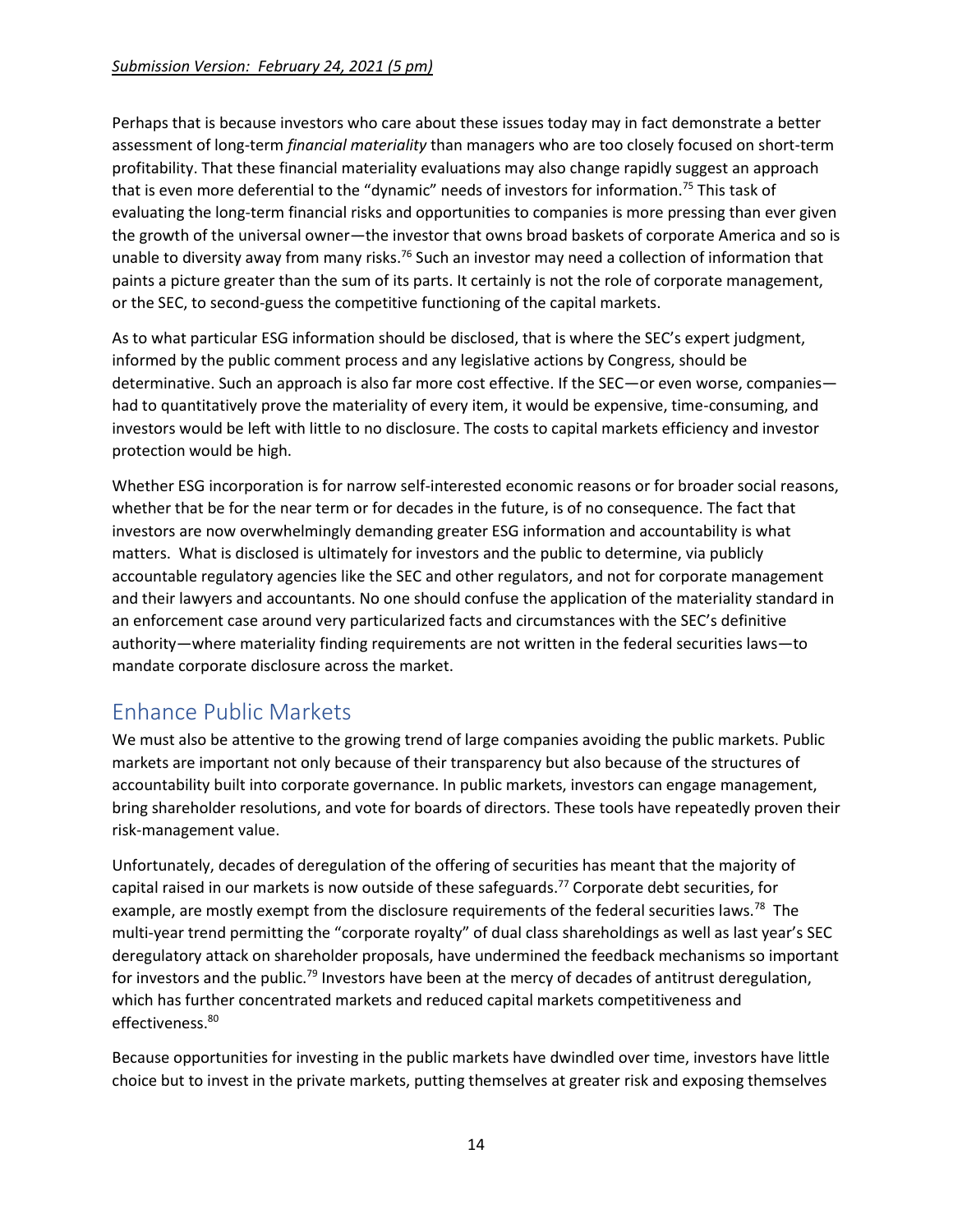Perhaps that is because investors who care about these issues today may in fact demonstrate a better assessment of long-term *financial materiality* than managers who are too closely focused on short-term profitability. That these financial materiality evaluations may also change rapidly suggest an approach that is even more deferential to the "dynamic" needs of investors for information.[75] This task of evaluating the long-term financial risks and opportunities to companies is more pressing than ever given the growth of the universal owner—the investor that owns broad baskets of corporate America and so is unable to diversity away from many risks.[76] Such an investor may need a collection of information that paints a picture greater than the sum of its parts. It certainly is not the role of corporate management, or the SEC, to second-guess the competitive functioning of the capital markets.

As to what particular ESG information should be disclosed, that is where the SEC's expert judgment, informed by the public comment process and any legislative actions by Congress, should be determinative. Such an approach is also far more cost effective. If the SEC—or even worse, companies—had to quantitatively prove the materiality of every item, it would be expensive, time-consuming, and investors would be left with little to no disclosure. The costs to capital markets efficiency and investor protection would be high.

Whether ESG incorporation is for narrow self-interested economic reasons or for broader social reasons, whether that be for the near term or for decades in the future, is of no consequence. The fact that investors are now overwhelmingly demanding greater ESG information and accountability is what matters. What is disclosed is ultimately for investors and the public to determine, via publicly accountable regulatory agencies like the SEC and other regulators, and not for corporate management and their lawyers and accountants. No one should confuse the application of the materiality standard in an enforcement case around very particularized facts and circumstances with the SEC's definitive authority—where materiality finding requirements are not written in the federal securities laws—to mandate corporate disclosure across the market.

## Enhance Public Markets

We must also be attentive to the growing trend of large companies avoiding the public markets. Public markets are important not only because of their transparency but also because of the structures of accountability built into corporate governance. In public markets, investors can engage management, bring shareholder resolutions, and vote for boards of directors. These tools have repeatedly proven their risk-management value.

Unfortunately, decades of deregulation of the offering of securities has meant that the majority of capital raised in our markets is now outside of these safeguards.[77] Corporate debt securities, for example, are mostly exempt from the disclosure requirements of the federal securities laws.[78] The multi-year trend permitting the "corporate royalty" of dual class shareholdings as well as last year's SEC deregulatory attack on shareholder proposals, have undermined the feedback mechanisms so important for investors and the public.[79] Investors have been at the mercy of decades of antitrust deregulation, which has further concentrated markets and reduced capital markets competitiveness and effectiveness.[80]

Because opportunities for investing in the public markets have dwindled over time, investors have little choice but to invest in the private markets, putting themselves at greater risk and exposing themselves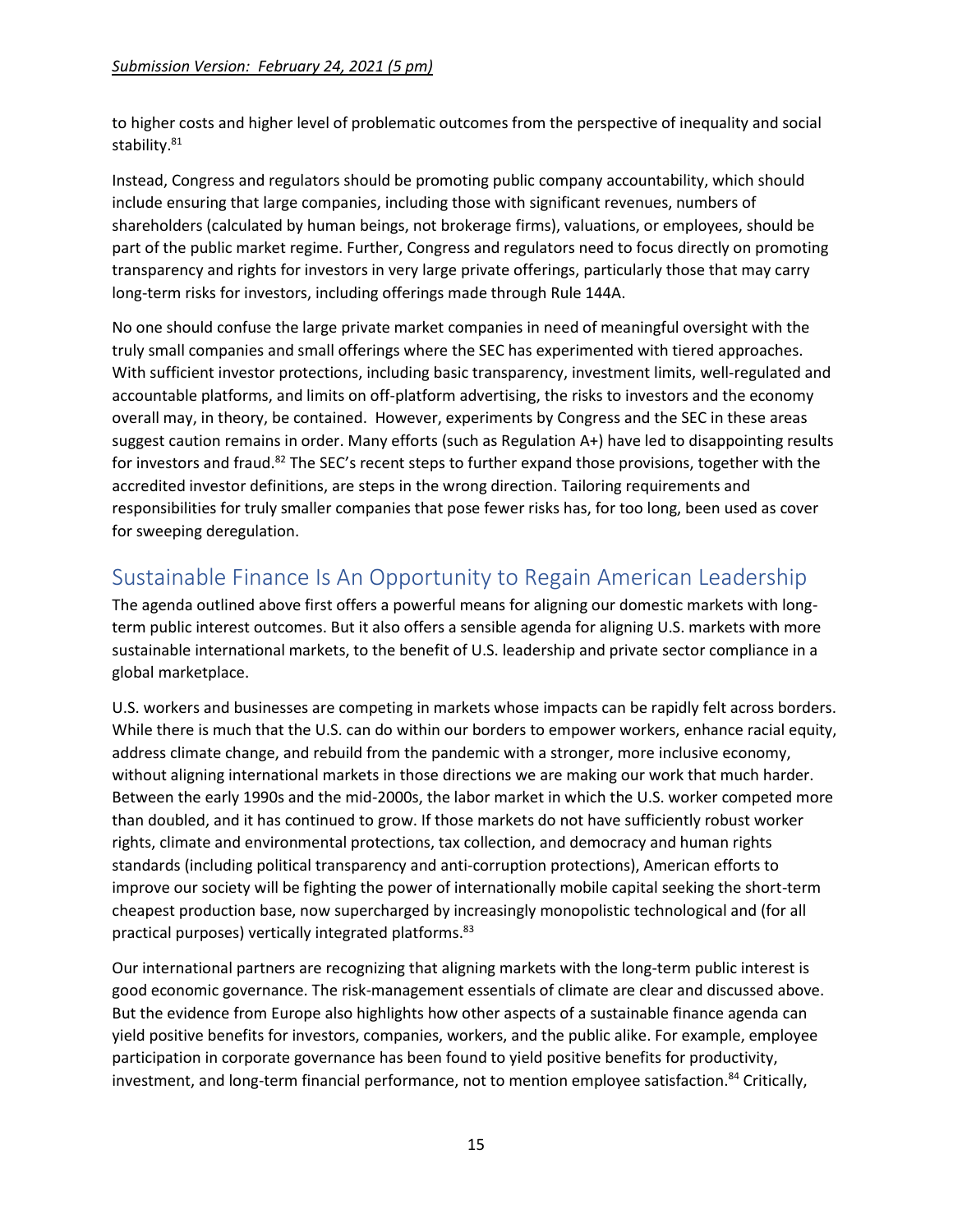to higher costs and higher level of problematic outcomes from the perspective of inequality and social stability.[81]

Instead, Congress and regulators should be promoting public company accountability, which should include ensuring that large companies, including those with significant revenues, numbers of shareholders (calculated by human beings, not brokerage firms), valuations, or employees, should be part of the public market regime. Further, Congress and regulators need to focus directly on promoting transparency and rights for investors in very large private offerings, particularly those that may carry long-term risks for investors, including offerings made through Rule 144A.

No one should confuse the large private market companies in need of meaningful oversight with the truly small companies and small offerings where the SEC has experimented with tiered approaches. With sufficient investor protections, including basic transparency, investment limits, well-regulated and accountable platforms, and limits on off-platform advertising, the risks to investors and the economy overall may, in theory, be contained. However, experiments by Congress and the SEC in these areas suggest caution remains in order. Many efforts (such as Regulation A+) have led to disappointing results for investors and fraud.[82] The SEC's recent steps to further expand those provisions, together with the accredited investor definitions, are steps in the wrong direction. Tailoring requirements and responsibilities for truly smaller companies that pose fewer risks has, for too long, been used as cover for sweeping deregulation.

## Sustainable Finance Is An Opportunity to Regain American Leadership

The agenda outlined above first offers a powerful means for aligning our domestic markets with long-term public interest outcomes. But it also offers a sensible agenda for aligning U.S. markets with more sustainable international markets, to the benefit of U.S. leadership and private sector compliance in a global marketplace.

U.S. workers and businesses are competing in markets whose impacts can be rapidly felt across borders. While there is much that the U.S. can do within our borders to empower workers, enhance racial equity, address climate change, and rebuild from the pandemic with a stronger, more inclusive economy, without aligning international markets in those directions we are making our work that much harder. Between the early 1990s and the mid-2000s, the labor market in which the U.S. worker competed more than doubled, and it has continued to grow. If those markets do not have sufficiently robust worker rights, climate and environmental protections, tax collection, and democracy and human rights standards (including political transparency and anti-corruption protections), American efforts to improve our society will be fighting the power of internationally mobile capital seeking the short-term cheapest production base, now supercharged by increasingly monopolistic technological and (for all practical purposes) vertically integrated platforms.[83]

Our international partners are recognizing that aligning markets with the long-term public interest is good economic governance. The risk-management essentials of climate are clear and discussed above. But the evidence from Europe also highlights how other aspects of a sustainable finance agenda can yield positive benefits for investors, companies, workers, and the public alike. For example, employee participation in corporate governance has been found to yield positive benefits for productivity, investment, and long-term financial performance, not to mention employee satisfaction.[84] Critically,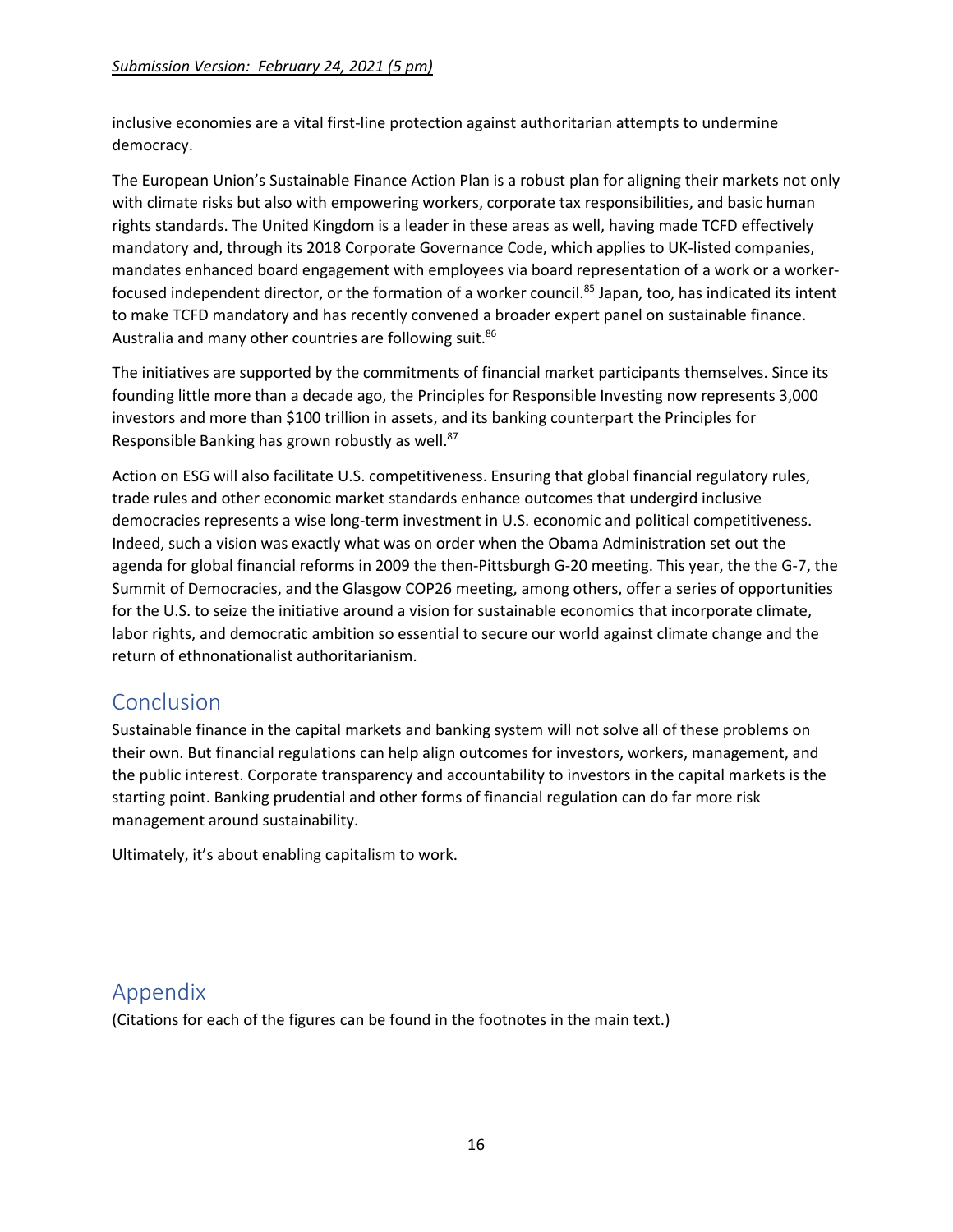inclusive economies are a vital first-line protection against authoritarian attempts to undermine democracy.

The European Union's Sustainable Finance Action Plan is a robust plan for aligning their markets not only with climate risks but also with empowering workers, corporate tax responsibilities, and basic human rights standards. The United Kingdom is a leader in these areas as well, having made TCFD effectively mandatory and, through its 2018 Corporate Governance Code, which applies to UK-listed companies, mandates enhanced board engagement with employees via board representation of a work or a worker-focused independent director, or the formation of a worker council.[85] Japan, too, has indicated its intent to make TCFD mandatory and has recently convened a broader expert panel on sustainable finance. Australia and many other countries are following suit.[86]

The initiatives are supported by the commitments of financial market participants themselves. Since its founding little more than a decade ago, the Principles for Responsible Investing now represents 3,000 investors and more than $100 trillion in assets, and its banking counterpart the Principles for Responsible Banking has grown robustly as well.[87]

Action on ESG will also facilitate U.S. competitiveness. Ensuring that global financial regulatory rules, trade rules and other economic market standards enhance outcomes that undergird inclusive democracies represents a wise long-term investment in U.S. economic and political competitiveness. Indeed, such a vision was exactly what was on order when the Obama Administration set out the agenda for global financial reforms in 2009 the then-Pittsburgh G-20 meeting. This year, the the G-7, the Summit of Democracies, and the Glasgow COP26 meeting, among others, offer a series of opportunities for the U.S. to seize the initiative around a vision for sustainable economics that incorporate climate, labor rights, and democratic ambition so essential to secure our world against climate change and the return of ethnonationalist authoritarianism.

## Conclusion

Sustainable finance in the capital markets and banking system will not solve all of these problems on their own. But financial regulations can help align outcomes for investors, workers, management, and the public interest. Corporate transparency and accountability to investors in the capital markets is the starting point. Banking prudential and other forms of financial regulation can do far more risk management around sustainability.

Ultimately, it's about enabling capitalism to work.

## Appendix

(Citations for each of the figures can be found in the footnotes in the main text.)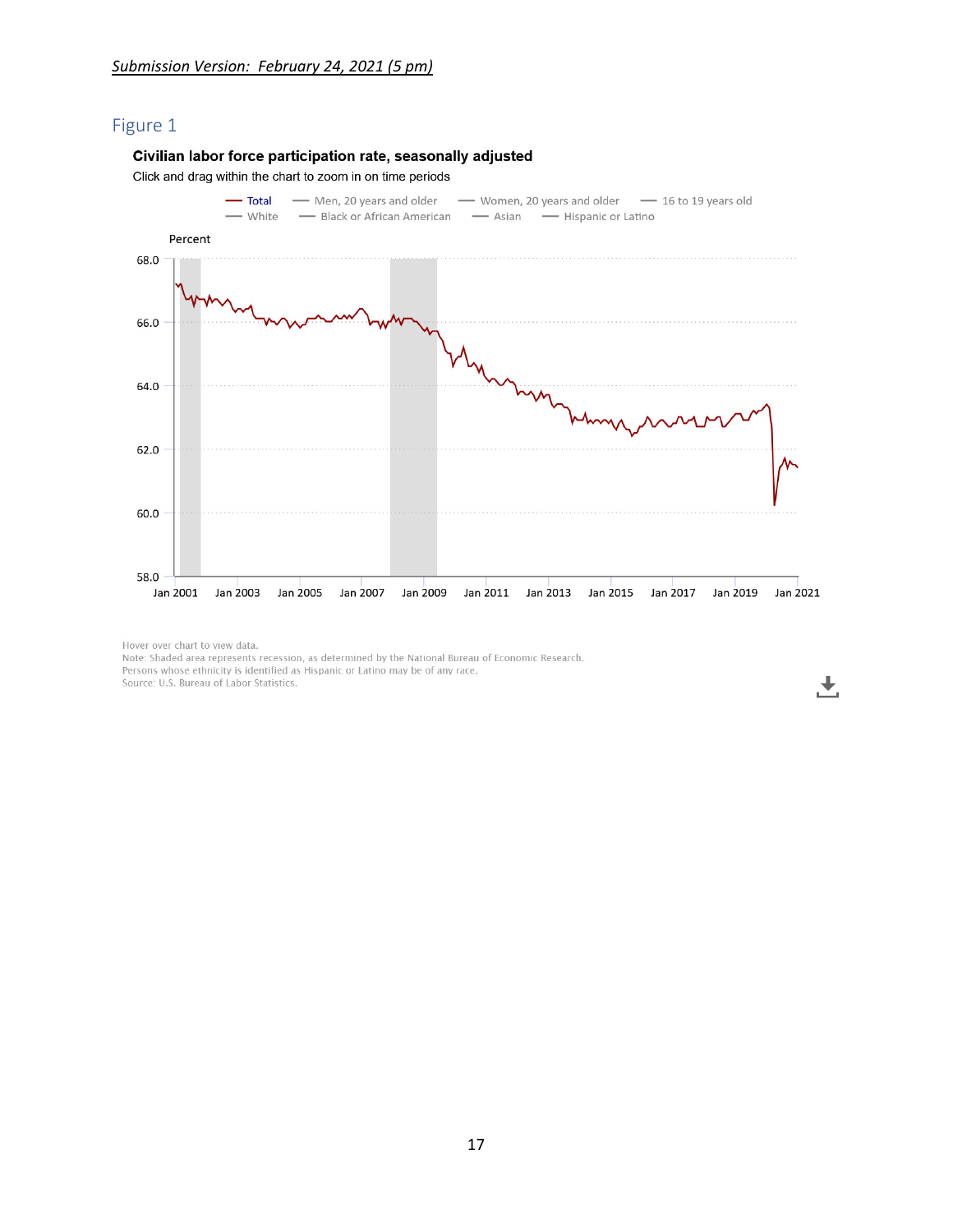## Figure 1

**Civilian labor force participation rate, seasonally adjusted**

Click and drag within the chart to zoom in on time periods

Total
Men, 20 years and older
Women, 20 years and older
16 to 19 years old
White
Black or African American
Asian
Hispanic or Latino

Percent

68.0
66.0
64.0
62.0
60.0
58.0

Jan 2001
Jan 2003
Jan 2005
Jan 2007
Jan 2009
Jan 2011
Jan 2013
Jan 2015
Jan 2017
Jan 2019
Jan 2021

Hover over chart to view data.
Note: Shaded area represents recession, as determined by the National Bureau of Economic Research.
Persons whose ethnicity is identified as Hispanic or Latino may be of any race.
Source: U.S. Bureau of Labor Statistics.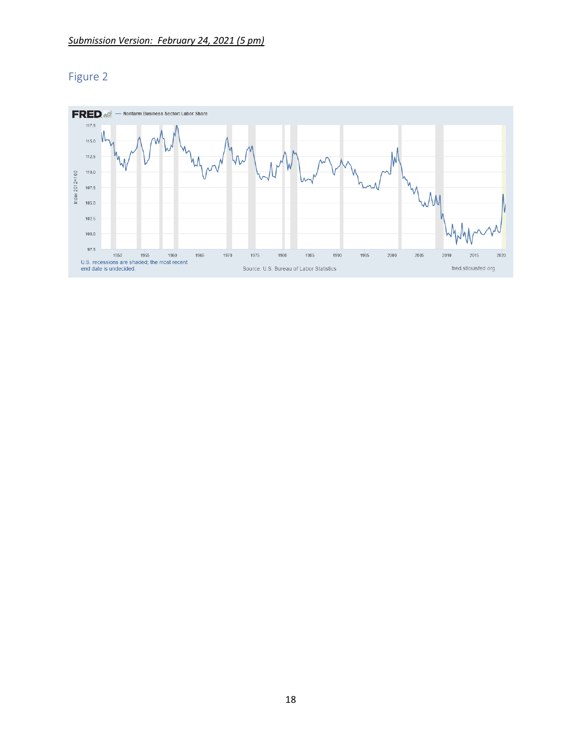*Submission Version: February 24, 2021 (5 pm)*

## Figure 2

FRED — Nonfarm Business Sector: Labor Share

Index 2012=100

117.5
115.0
112.5
110.0
107.5
105.0
102.5
100.0
97.5

1950 1955 1960 1965 1970 1975 1980 1985 1990 1995 2000 2005 2010 2015 2020

U.S. recessions are shaded; the most recent end date is undecided.

Source: U.S. Bureau of Labor Statistics

fred.stlouisfed.org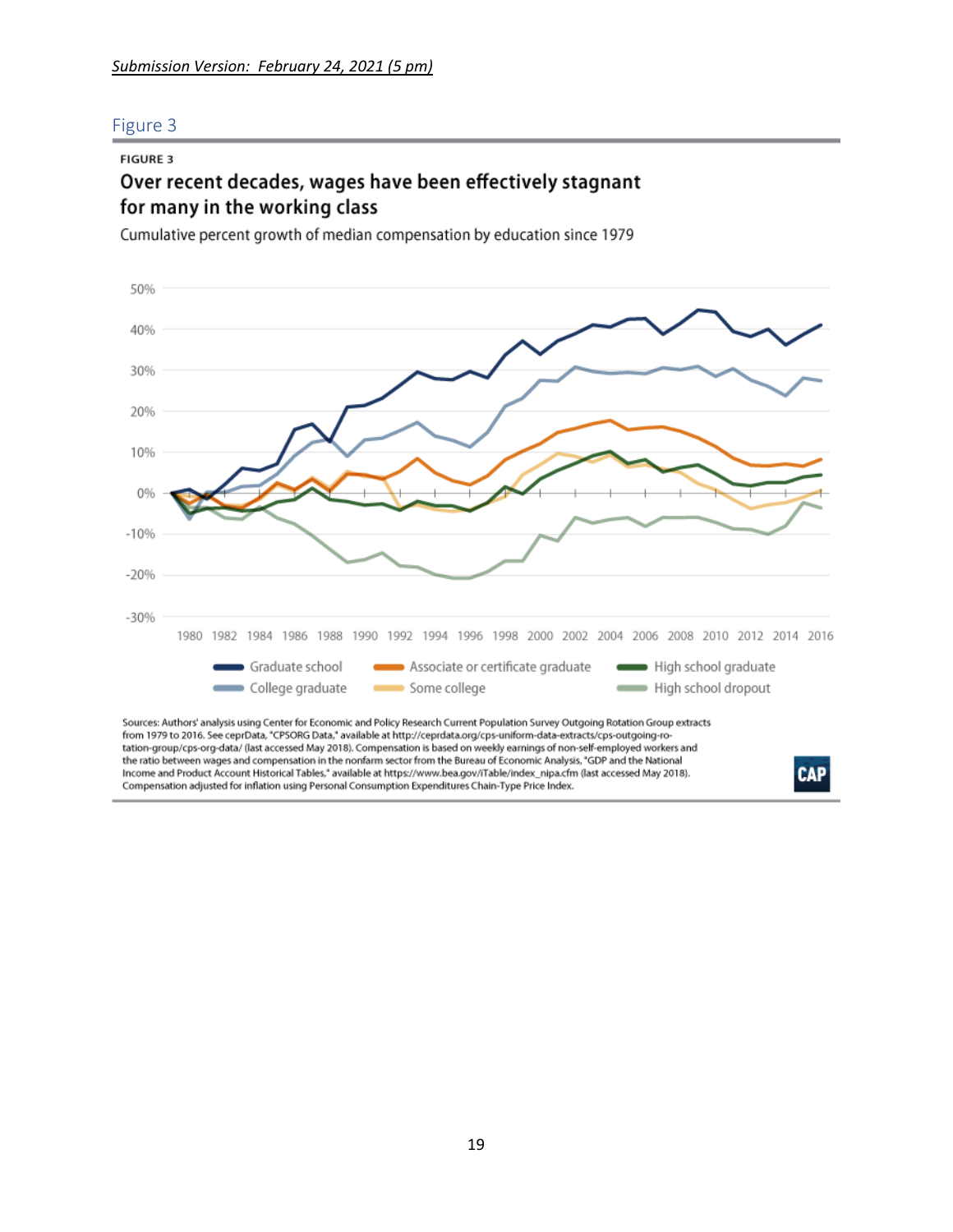*Submission Version: February 24, 2021 (5 pm)*

## Figure 3

FIGURE 3

**Over recent decades, wages have been effectively stagnant for many in the working class**

Cumulative percent growth of median compensation by education since 1979

50%
40%
30%
20%
10%
0%
-10%
-20%
-30%

1980 1982 1984 1986 1988 1990 1992 1994 1996 1998 2000 2002 2004 2006 2008 2010 2012 2014 2016

Graduate school
College graduate
Associate or certificate graduate
Some college
High school graduate
High school dropout

Sources: Authors' analysis using Center for Economic and Policy Research Current Population Survey Outgoing Rotation Group extracts from 1979 to 2016. See ceprData, "CPSORG Data," available at http://ceprdata.org/cps-uniform-data-extracts/cps-outgoing-rotation-group/cps-org-data/ (last accessed May 2018). Compensation is based on weekly earnings of non-self-employed workers and the ratio between wages and compensation in the nonfarm sector from the Bureau of Economic Analysis, "GDP and the National Income and Product Account Historical Tables," available at https://www.bea.gov/iTable/index_nipa.cfm (last accessed May 2018). Compensation adjusted for inflation using Personal Consumption Expenditures Chain-Type Price Index.

CAP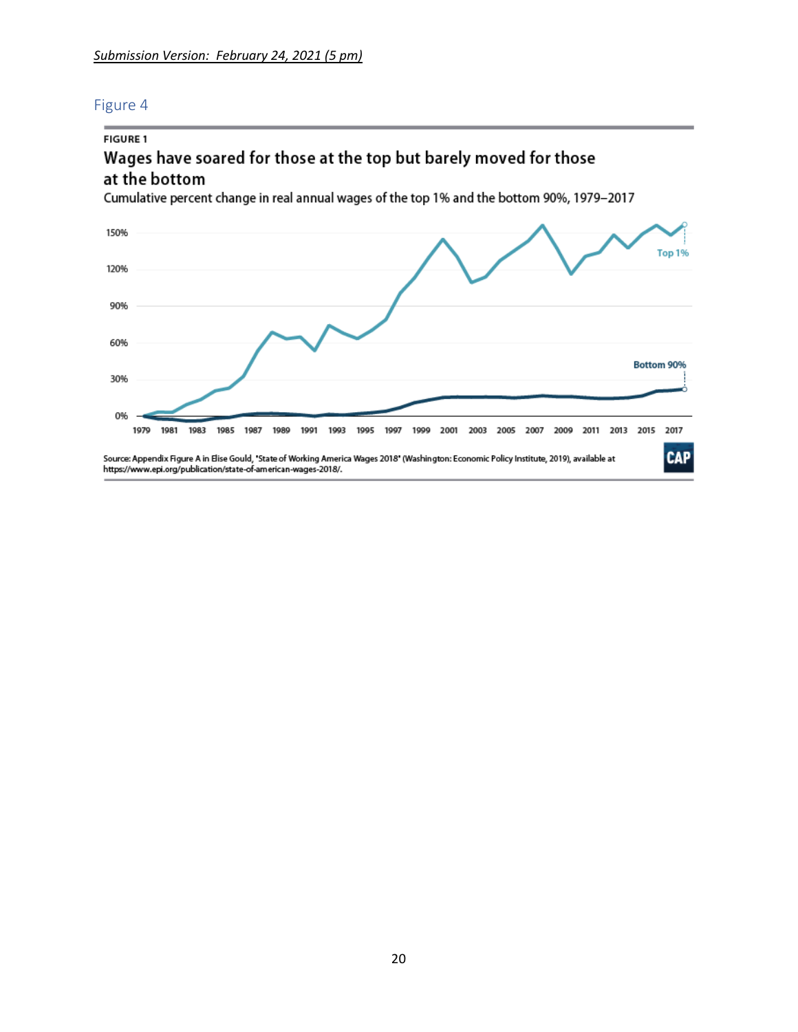*Submission Version: February 24, 2021 (5 pm)*

## Figure 4

FIGURE 1

Wages have soared for those at the top but barely moved for those at the bottom

Cumulative percent change in real annual wages of the top 1% and the bottom 90%, 1979–2017

150%
120%
90%
60%
30%
0%

1979 1981 1983 1985 1987 1989 1991 1993 1995 1997 1999 2001 2003 2005 2007 2009 2011 2013 2015 2017

Top 1%

Bottom 90%

Source: Appendix Figure A in Elise Gould, "State of Working America Wages 2018" (Washington: Economic Policy Institute, 2019), available at https://www.epi.org/publication/state-of-american-wages-2018/.

CAP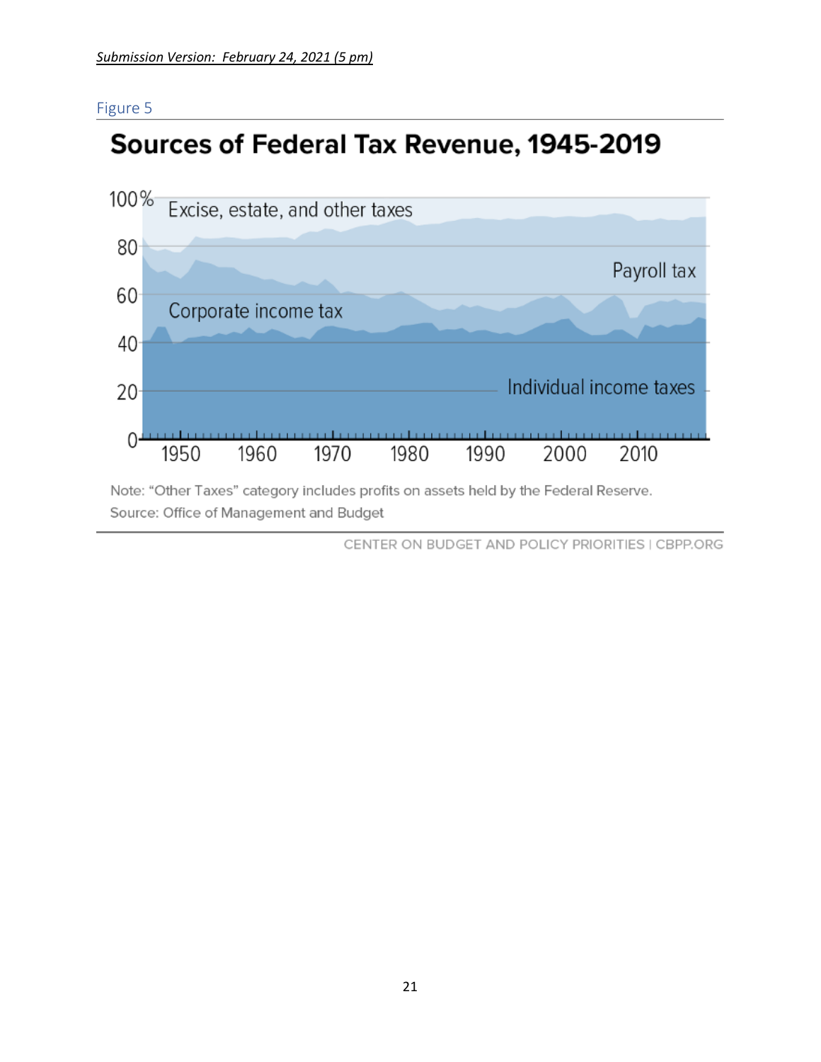Figure 5

# Sources of Federal Tax Revenue, 1945-2019

100%
80
60
40
20
0

Excise, estate, and other taxes

Payroll tax

Corporate income tax

Individual income taxes

1950
1960
1970
1980
1990
2000
2010

Note: "Other Taxes" category includes profits on assets held by the Federal Reserve.

Source: Office of Management and Budget

CENTER ON BUDGET AND POLICY PRIORITIES | CBPP.ORG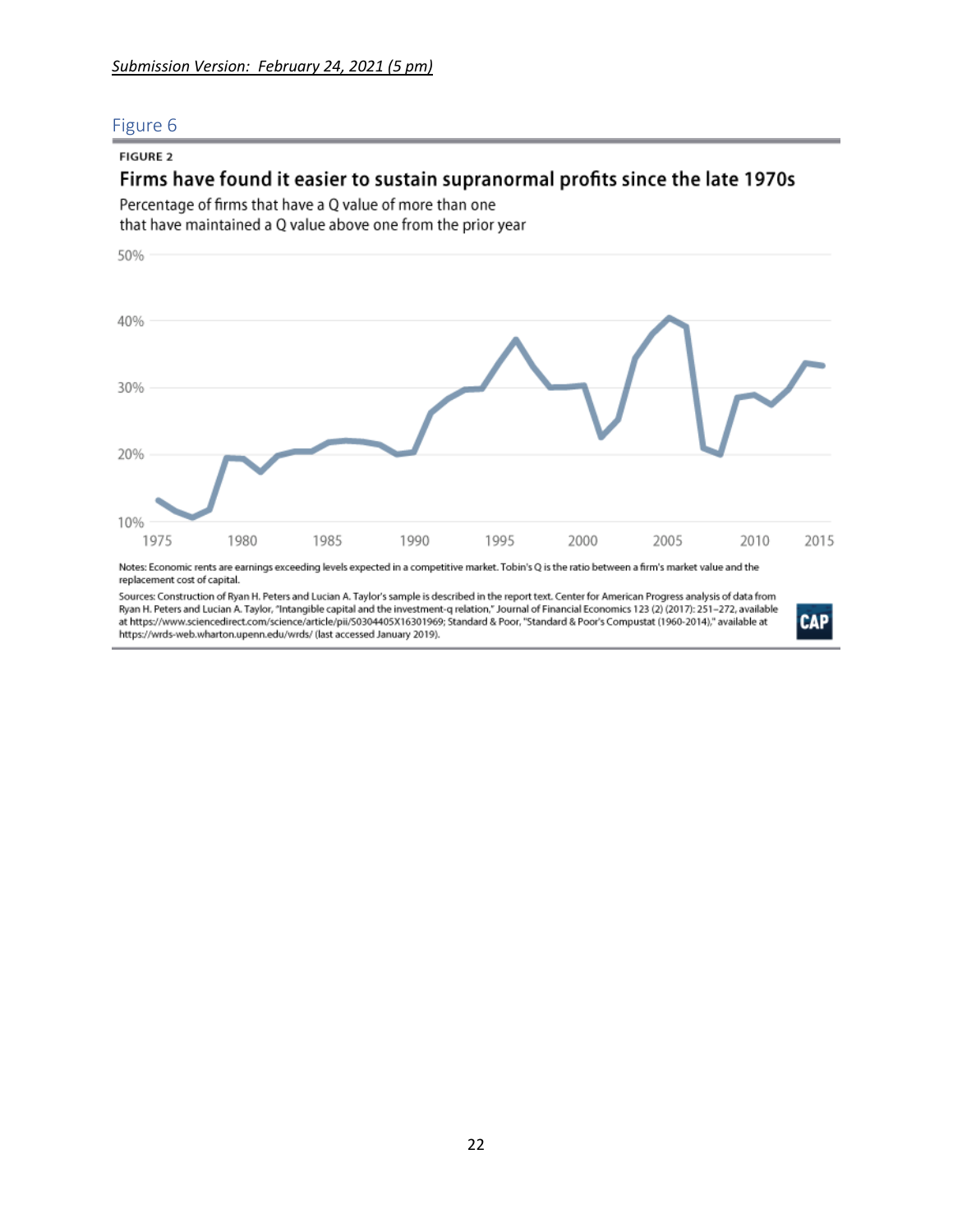*Submission Version: February 24, 2021 (5 pm)*

## Figure 6

FIGURE 2

**Firms have found it easier to sustain supranormal profits since the late 1970s**

Percentage of firms that have a Q value of more than one that have maintained a Q value above one from the prior year

50%

40%

30%

20%

10%

1975 1980 1985 1990 1995 2000 2005 2010 2015

Notes: Economic rents are earnings exceeding levels expected in a competitive market. Tobin's Q is the ratio between a firm's market value and the replacement cost of capital.

Sources: Construction of Ryan H. Peters and Lucian A. Taylor's sample is described in the report text. Center for American Progress analysis of data from Ryan H. Peters and Lucian A. Taylor, "Intangible capital and the investment-q relation," Journal of Financial Economics 123 (2) (2017): 251–272, available at https://www.sciencedirect.com/science/article/pii/S0304405X16301969; Standard & Poor, "Standard & Poor's Compustat (1960-2014)," available at https://wrds-web.wharton.upenn.edu/wrds/ (last accessed January 2019).

CAP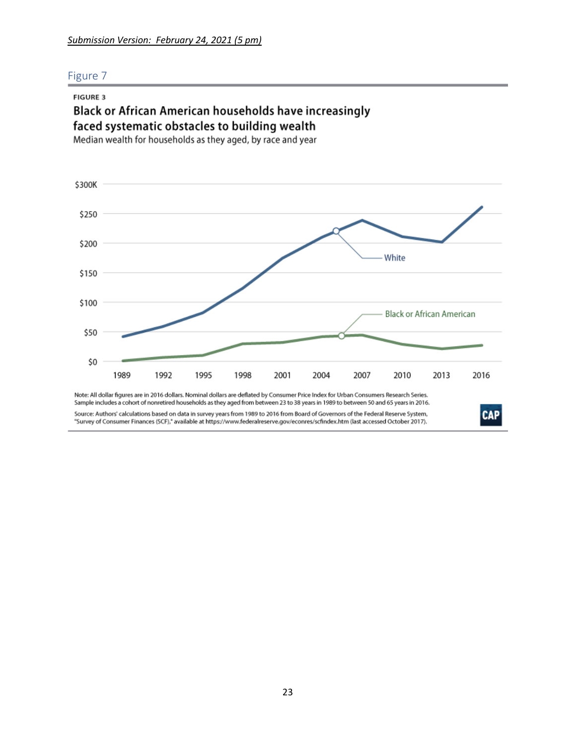*Submission Version: February 24, 2021 (5 pm)*

Figure 7

FIGURE 3

**Black or African American households have increasingly faced systematic obstacles to building wealth**

Median wealth for households as they aged, by race and year

$300K
$250
$200
$150
$100
$50
$0

1989 1992 1995 1998 2001 2004 2007 2010 2013 2016

White

Black or African American

Note: All dollar figures are in 2016 dollars. Nominal dollars are deflated by Consumer Price Index for Urban Consumers Research Series. Sample includes a cohort of nonretired households as they aged from between 23 to 38 years in 1989 to between 50 and 65 years in 2016.

Source: Authors' calculations based on data in survey years from 1989 to 2016 from Board of Governors of the Federal Reserve System, "Survey of Consumer Finances (SCF)," available at https://www.federalreserve.gov/econres/scfindex.htm (last accessed October 2017).

CAP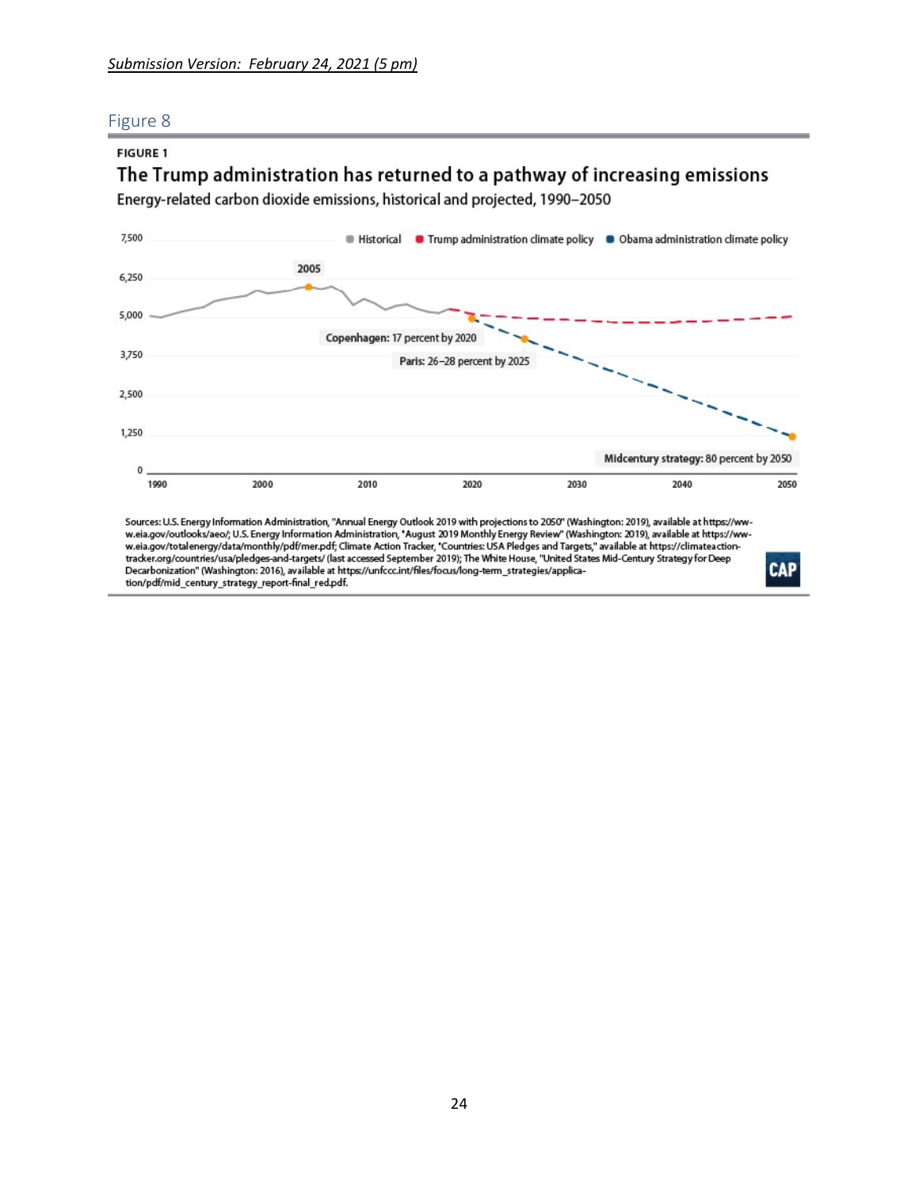*Submission Version: February 24, 2021 (5 pm)*

## Figure 8

**FIGURE 1**

**The Trump administration has returned to a pathway of increasing emissions**

Energy-related carbon dioxide emissions, historical and projected, 1990–2050

Historical
Trump administration climate policy
Obama administration climate policy

7,500
6,250
5,000
3,750
2,500
1,250
0

2005

Copenhagen: 17 percent by 2020

Paris: 26–28 percent by 2025

Midcentury strategy: 80 percent by 2050

1990
2000
2010
2020
2030
2040
2050

Sources: U.S. Energy Information Administration, "Annual Energy Outlook 2019 with projections to 2050" (Washington: 2019), available at https://www.eia.gov/outlooks/aeo/; U.S. Energy Information Administration, "August 2019 Monthly Energy Review" (Washington: 2019), available at https://www.eia.gov/totalenergy/data/monthly/pdf/mer.pdf; Climate Action Tracker, "Countries: USA Pledges and Targets," available at https://climateactiontracker.org/countries/usa/pledges-and-targets/ (last accessed September 2019); The White House, "United States Mid-Century Strategy for Deep Decarbonization" (Washington: 2016), available at https://unfccc.int/files/focus/long-term_strategies/application/pdf/mid_century_strategy_report-final_red.pdf.

CAP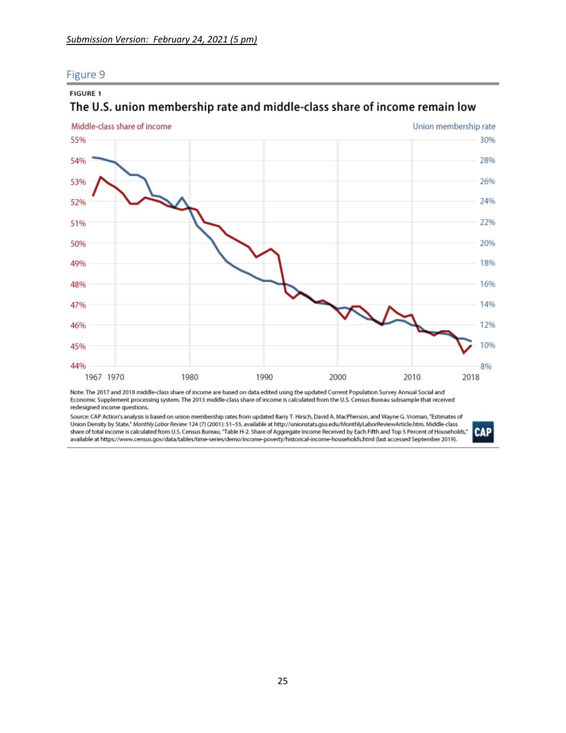*Submission Version: February 24, 2021 (5 pm)*

Figure 9

FIGURE 1

**The U.S. union membership rate and middle-class share of income remain low**

Middle-class share of income

Union membership rate

55%
54%
53%
52%
51%
50%
49%
48%
47%
46%
45%
44%

30%
28%
26%
24%
22%
20%
18%
16%
14%
12%
10%
8%

1967 1970 1980 1990 2000 2010 2018

Note: The 2017 and 2018 middle-class share of income are based on data edited using the updated Current Population Survey Annual Social and Economic Supplement processing system. The 2013 middle-class share of income is calculated from the U.S. Census Bureau subsample that received redesigned income questions.

Source: CAP Action's analysis is based on union membership rates from updated Barry T. Hirsch, David A. MacPherson, and Wayne G. Vroman, "Estimates of Union Density by State," *Monthly Labor Review* 124 (7) (2001): 51–55, available at http://unionstats.gsu.edu/MonthlyLaborReviewArticle.htm. Middle-class share of total income is calculated from U.S. Census Bureau, "Table H-2. Share of Aggregate Income Received by Each Fifth and Top 5 Percent of Households," available at https://www.census.gov/data/tables/time-series/demo/income-poverty/historical-income-households.html (last accessed September 2019).

CAP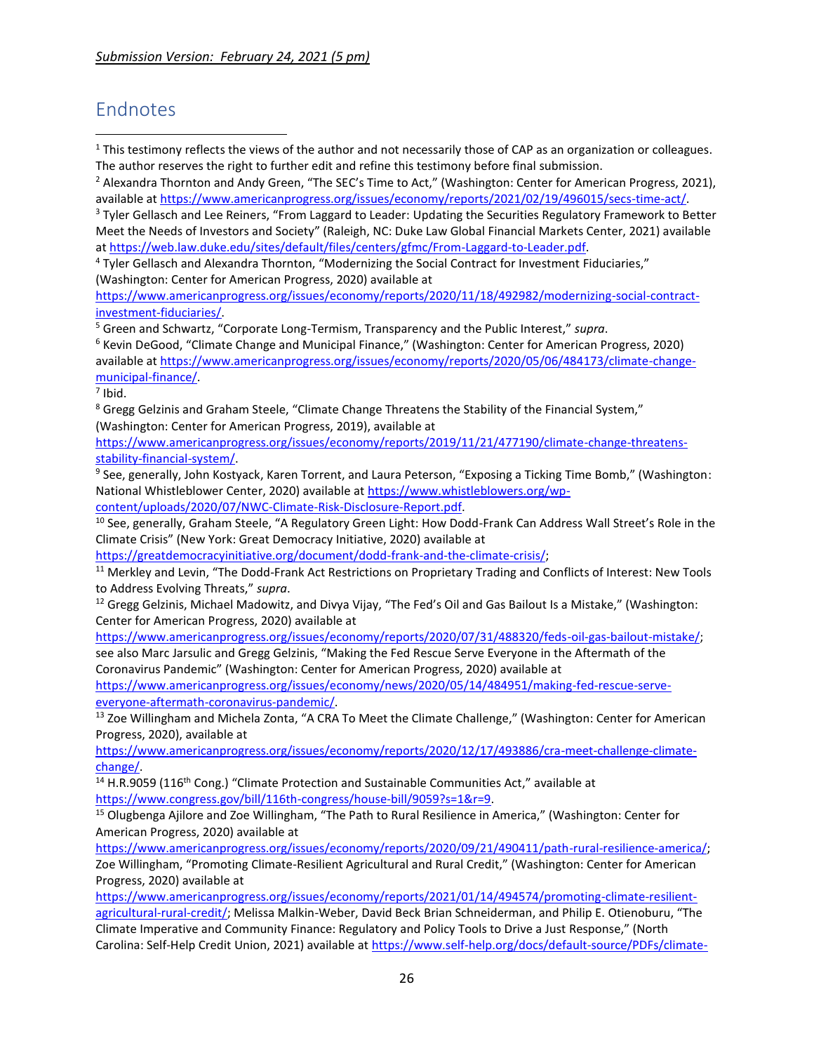*Submission Version: February 24, 2021 (5 pm)*

## Endnotes

[1] This testimony reflects the views of the author and not necessarily those of CAP as an organization or colleagues. The author reserves the right to further edit and refine this testimony before final submission.

[2] Alexandra Thornton and Andy Green, "The SEC's Time to Act," (Washington: Center for American Progress, 2021), available at https://www.americanprogress.org/issues/economy/reports/2021/02/19/496015/secs-time-act/.

[3] Tyler Gellasch and Lee Reiners, "From Laggard to Leader: Updating the Securities Regulatory Framework to Better Meet the Needs of Investors and Society" (Raleigh, NC: Duke Law Global Financial Markets Center, 2021) available at https://web.law.duke.edu/sites/default/files/centers/gfmc/From-Laggard-to-Leader.pdf.

[4] Tyler Gellasch and Alexandra Thornton, "Modernizing the Social Contract for Investment Fiduciaries," (Washington: Center for American Progress, 2020) available at https://www.americanprogress.org/issues/economy/reports/2020/11/18/492982/modernizing-social-contract-investment-fiduciaries/.

[5] Green and Schwartz, "Corporate Long-Termism, Transparency and the Public Interest," *supra*.

[6] Kevin DeGood, "Climate Change and Municipal Finance," (Washington: Center for American Progress, 2020) available at https://www.americanprogress.org/issues/economy/reports/2020/05/06/484173/climate-change-municipal-finance/.

[7] Ibid.

[8] Gregg Gelzinis and Graham Steele, "Climate Change Threatens the Stability of the Financial System," (Washington: Center for American Progress, 2019), available at https://www.americanprogress.org/issues/economy/reports/2019/11/21/477190/climate-change-threatens-stability-financial-system/.

[9] See, generally, John Kostyack, Karen Torrent, and Laura Peterson, "Exposing a Ticking Time Bomb," (Washington: National Whistleblower Center, 2020) available at https://www.whistleblowers.org/wp-content/uploads/2020/07/NWC-Climate-Risk-Disclosure-Report.pdf.

[10] See, generally, Graham Steele, "A Regulatory Green Light: How Dodd-Frank Can Address Wall Street's Role in the Climate Crisis" (New York: Great Democracy Initiative, 2020) available at https://greatdemocracyinitiative.org/document/dodd-frank-and-the-climate-crisis/;

[11] Merkley and Levin, "The Dodd-Frank Act Restrictions on Proprietary Trading and Conflicts of Interest: New Tools to Address Evolving Threats," *supra*.

[12] Gregg Gelzinis, Michael Madowitz, and Divya Vijay, "The Fed's Oil and Gas Bailout Is a Mistake," (Washington: Center for American Progress, 2020) available at https://www.americanprogress.org/issues/economy/reports/2020/07/31/488320/feds-oil-gas-bailout-mistake/; see also Marc Jarsulic and Gregg Gelzinis, "Making the Fed Rescue Serve Everyone in the Aftermath of the Coronavirus Pandemic" (Washington: Center for American Progress, 2020) available at https://www.americanprogress.org/issues/economy/news/2020/05/14/484951/making-fed-rescue-serve-everyone-aftermath-coronavirus-pandemic/.

[13] Zoe Willingham and Michela Zonta, "A CRA To Meet the Climate Challenge," (Washington: Center for American Progress, 2020), available at https://www.americanprogress.org/issues/economy/reports/2020/12/17/493886/cra-meet-challenge-climate-change/.

[14] H.R.9059 (116th Cong.) "Climate Protection and Sustainable Communities Act," available at https://www.congress.gov/bill/116th-congress/house-bill/9059?s=1&r=9.

[15] Olugbenga Ajilore and Zoe Willingham, "The Path to Rural Resilience in America," (Washington: Center for American Progress, 2020) available at https://www.americanprogress.org/issues/economy/reports/2020/09/21/490411/path-rural-resilience-america/; Zoe Willingham, "Promoting Climate-Resilient Agricultural and Rural Credit," (Washington: Center for American Progress, 2020) available at https://www.americanprogress.org/issues/economy/reports/2021/01/14/494574/promoting-climate-resilient-agricultural-rural-credit/; Melissa Malkin-Weber, David Beck Brian Schneiderman, and Philip E. Otienoburu, "The Climate Imperative and Community Finance: Regulatory and Policy Tools to Drive a Just Response," (North Carolina: Self-Help Credit Union, 2021) available at https://www.self-help.org/docs/default-source/PDFs/climate-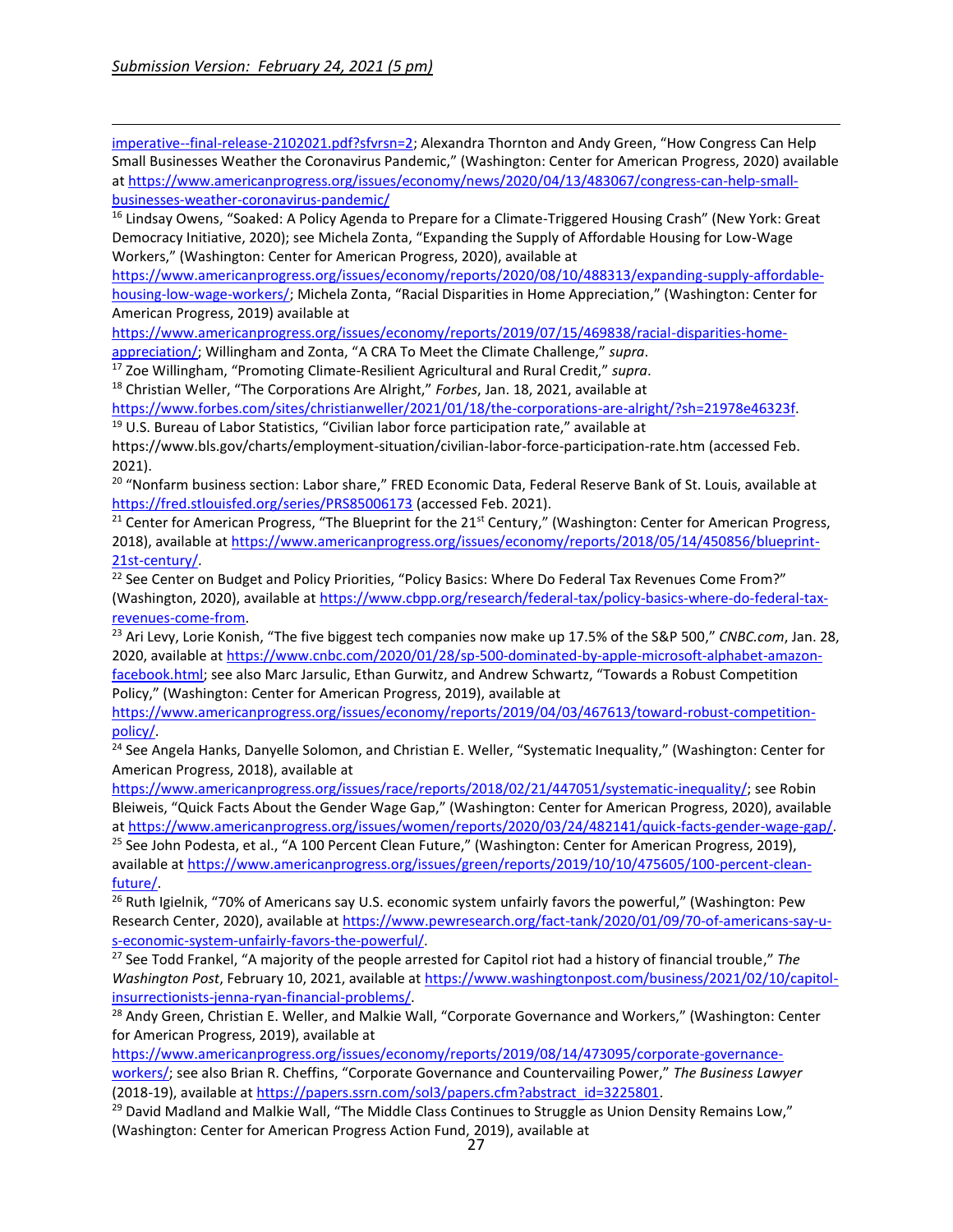imperative--final-release-2102021.pdf?sfvrsn=2; Alexandra Thornton and Andy Green, "How Congress Can Help Small Businesses Weather the Coronavirus Pandemic," (Washington: Center for American Progress, 2020) available at https://www.americanprogress.org/issues/economy/news/2020/04/13/483067/congress-can-help-small-businesses-weather-coronavirus-pandemic/

[16] Lindsay Owens, "Soaked: A Policy Agenda to Prepare for a Climate-Triggered Housing Crash" (New York: Great Democracy Initiative, 2020); see Michela Zonta, "Expanding the Supply of Affordable Housing for Low-Wage Workers," (Washington: Center for American Progress, 2020), available at https://www.americanprogress.org/issues/economy/reports/2020/08/10/488313/expanding-supply-affordable-housing-low-wage-workers/; Michela Zonta, "Racial Disparities in Home Appreciation," (Washington: Center for American Progress, 2019) available at https://www.americanprogress.org/issues/economy/reports/2019/07/15/469838/racial-disparities-home-appreciation/; Willingham and Zonta, "A CRA To Meet the Climate Challenge," *supra*.

[17] Zoe Willingham, "Promoting Climate-Resilient Agricultural and Rural Credit," *supra*.

[18] Christian Weller, "The Corporations Are Alright," *Forbes*, Jan. 18, 2021, available at https://www.forbes.com/sites/christianweller/2021/01/18/the-corporations-are-alright/?sh=21978e46323f.

[19] U.S. Bureau of Labor Statistics, "Civilian labor force participation rate," available at https://www.bls.gov/charts/employment-situation/civilian-labor-force-participation-rate.htm (accessed Feb. 2021).

[20] "Nonfarm business section: Labor share," FRED Economic Data, Federal Reserve Bank of St. Louis, available at https://fred.stlouisfed.org/series/PRS85006173 (accessed Feb. 2021).

[21] Center for American Progress, "The Blueprint for the 21st Century," (Washington: Center for American Progress, 2018), available at https://www.americanprogress.org/issues/economy/reports/2018/05/14/450856/blueprint-21st-century/.

[22] See Center on Budget and Policy Priorities, "Policy Basics: Where Do Federal Tax Revenues Come From?" (Washington, 2020), available at https://www.cbpp.org/research/federal-tax/policy-basics-where-do-federal-tax-revenues-come-from.

[23] Ari Levy, Lorie Konish, "The five biggest tech companies now make up 17.5% of the S&P 500," *CNBC.com*, Jan. 28, 2020, available at https://www.cnbc.com/2020/01/28/sp-500-dominated-by-apple-microsoft-alphabet-amazon-facebook.html; see also Marc Jarsulic, Ethan Gurwitz, and Andrew Schwartz, "Towards a Robust Competition Policy," (Washington: Center for American Progress, 2019), available at https://www.americanprogress.org/issues/economy/reports/2019/04/03/467613/toward-robust-competition-policy/.

[24] See Angela Hanks, Danyelle Solomon, and Christian E. Weller, "Systematic Inequality," (Washington: Center for American Progress, 2018), available at https://www.americanprogress.org/issues/race/reports/2018/02/21/447051/systematic-inequality/; see Robin Bleiweis, "Quick Facts About the Gender Wage Gap," (Washington: Center for American Progress, 2020), available at https://www.americanprogress.org/issues/women/reports/2020/03/24/482141/quick-facts-gender-wage-gap/.

[25] See John Podesta, et al., "A 100 Percent Clean Future," (Washington: Center for American Progress, 2019), available at https://www.americanprogress.org/issues/green/reports/2019/10/10/475605/100-percent-clean-future/.

[26] Ruth Igielnik, "70% of Americans say U.S. economic system unfairly favors the powerful," (Washington: Pew Research Center, 2020), available at https://www.pewresearch.org/fact-tank/2020/01/09/70-of-americans-say-u-s-economic-system-unfairly-favors-the-powerful/.

[27] See Todd Frankel, "A majority of the people arrested for Capitol riot had a history of financial trouble," *The Washington Post*, February 10, 2021, available at https://www.washingtonpost.com/business/2021/02/10/capitol-insurrectionists-jenna-ryan-financial-problems/.

[28] Andy Green, Christian E. Weller, and Malkie Wall, "Corporate Governance and Workers," (Washington: Center for American Progress, 2019), available at https://www.americanprogress.org/issues/economy/reports/2019/08/14/473095/corporate-governance-workers/; see also Brian R. Cheffins, "Corporate Governance and Countervailing Power," *The Business Lawyer* (2018-19), available at https://papers.ssrn.com/sol3/papers.cfm?abstract_id=3225801.

[29] David Madland and Malkie Wall, "The Middle Class Continues to Struggle as Union Density Remains Low," (Washington: Center for American Progress Action Fund, 2019), available at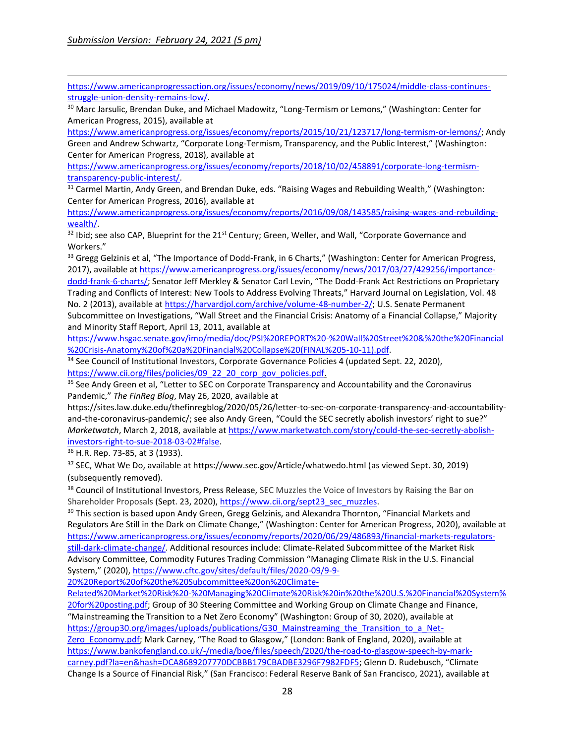https://www.americanprogressaction.org/issues/economy/news/2019/09/10/175024/middle-class-continues-struggle-union-density-remains-low/.

[30] Marc Jarsulic, Brendan Duke, and Michael Madowitz, "Long-Termism or Lemons," (Washington: Center for American Progress, 2015), available at https://www.americanprogress.org/issues/economy/reports/2015/10/21/123717/long-termism-or-lemons/; Andy Green and Andrew Schwartz, "Corporate Long-Termism, Transparency, and the Public Interest," (Washington: Center for American Progress, 2018), available at https://www.americanprogress.org/issues/economy/reports/2018/10/02/458891/corporate-long-termism-transparency-public-interest/.

[31] Carmel Martin, Andy Green, and Brendan Duke, eds. "Raising Wages and Rebuilding Wealth," (Washington: Center for American Progress, 2016), available at https://www.americanprogress.org/issues/economy/reports/2016/09/08/143585/raising-wages-and-rebuilding-wealth/.

[32] Ibid; see also CAP, Blueprint for the 21st Century; Green, Weller, and Wall, "Corporate Governance and Workers."

[33] Gregg Gelzinis et al, "The Importance of Dodd-Frank, in 6 Charts," (Washington: Center for American Progress, 2017), available at https://www.americanprogress.org/issues/economy/news/2017/03/27/429256/importance-dodd-frank-6-charts/; Senator Jeff Merkley & Senator Carl Levin, "The Dodd-Frank Act Restrictions on Proprietary Trading and Conflicts of Interest: New Tools to Address Evolving Threats," Harvard Journal on Legislation, Vol. 48 No. 2 (2013), available at https://harvardjol.com/archive/volume-48-number-2/; U.S. Senate Permanent Subcommittee on Investigations, "Wall Street and the Financial Crisis: Anatomy of a Financial Collapse," Majority and Minority Staff Report, April 13, 2011, available at https://www.hsgac.senate.gov/imo/media/doc/PSI%20REPORT%20-%20Wall%20Street%20&%20the%20Financial%20Crisis-Anatomy%20of%20a%20Financial%20Collapse%20(FINAL%205-10-11).pdf.

[34] See Council of Institutional Investors, Corporate Governance Policies 4 (updated Sept. 22, 2020), https://www.cii.org/files/policies/09_22_20_corp_gov_policies.pdf.

[35] See Andy Green et al, "Letter to SEC on Corporate Transparency and Accountability and the Coronavirus Pandemic," *The FinReg Blog*, May 26, 2020, available at https://sites.law.duke.edu/thefinregblog/2020/05/26/letter-to-sec-on-corporate-transparency-and-accountability-and-the-coronavirus-pandemic/; see also Andy Green, "Could the SEC secretly abolish investors' right to sue?" *Marketwatch*, March 2, 2018, available at https://www.marketwatch.com/story/could-the-sec-secretly-abolish-investors-right-to-sue-2018-03-02#false.

[36] H.R. Rep. 73-85, at 3 (1933).

[37] SEC, What We Do, available at https://www.sec.gov/Article/whatwedo.html (as viewed Sept. 30, 2019) (subsequently removed).

[38] Council of Institutional Investors, Press Release, SEC Muzzles the Voice of Investors by Raising the Bar on Shareholder Proposals (Sept. 23, 2020), https://www.cii.org/sept23_sec_muzzles.

[39] This section is based upon Andy Green, Gregg Gelzinis, and Alexandra Thornton, "Financial Markets and Regulators Are Still in the Dark on Climate Change," (Washington: Center for American Progress, 2020), available at https://www.americanprogress.org/issues/economy/reports/2020/06/29/486893/financial-markets-regulators-still-dark-climate-change/. Additional resources include: Climate-Related Subcommittee of the Market Risk Advisory Committee, Commodity Futures Trading Commission "Managing Climate Risk in the U.S. Financial System," (2020), https://www.cftc.gov/sites/default/files/2020-09/9-9-20%20Report%20of%20the%20Subcommittee%20on%20Climate-Related%20Market%20Risk%20-%20Managing%20Climate%20Risk%20in%20the%20U.S.%20Financial%20System%20for%20posting.pdf; Group of 30 Steering Committee and Working Group on Climate Change and Finance, "Mainstreaming the Transition to a Net Zero Economy" (Washington: Group of 30, 2020), available at https://group30.org/images/uploads/publications/G30_Mainstreaming_the_Transition_to_a_Net-Zero_Economy.pdf; Mark Carney, "The Road to Glasgow," (London: Bank of England, 2020), available at https://www.bankofengland.co.uk/-/media/boe/files/speech/2020/the-road-to-glasgow-speech-by-mark-carney.pdf?la=en&hash=DCA8689207770DCBBB179CBADBE3296F7982FDF5; Glenn D. Rudebusch, "Climate Change Is a Source of Financial Risk," (San Francisco: Federal Reserve Bank of San Francisco, 2021), available at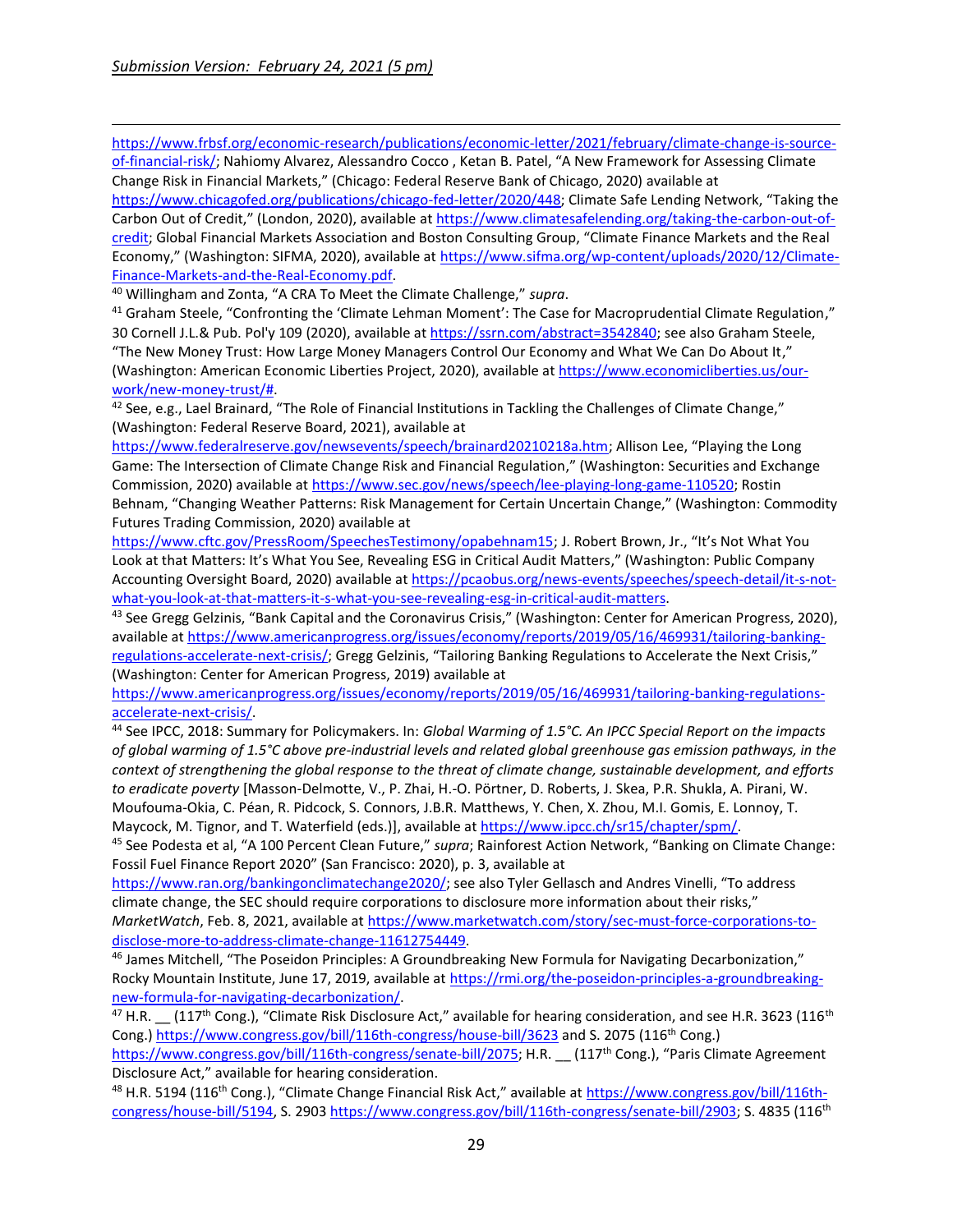https://www.frbsf.org/economic-research/publications/economic-letter/2021/february/climate-change-is-source-of-financial-risk/; Nahiomy Alvarez, Alessandro Cocco , Ketan B. Patel, "A New Framework for Assessing Climate Change Risk in Financial Markets," (Chicago: Federal Reserve Bank of Chicago, 2020) available at https://www.chicagofed.org/publications/chicago-fed-letter/2020/448; Climate Safe Lending Network, "Taking the Carbon Out of Credit," (London, 2020), available at https://www.climatesafelending.org/taking-the-carbon-out-of-credit; Global Financial Markets Association and Boston Consulting Group, "Climate Finance Markets and the Real Economy," (Washington: SIFMA, 2020), available at https://www.sifma.org/wp-content/uploads/2020/12/Climate-Finance-Markets-and-the-Real-Economy.pdf.

[40] Willingham and Zonta, "A CRA To Meet the Climate Challenge," *supra*.

[41] Graham Steele, "Confronting the 'Climate Lehman Moment': The Case for Macroprudential Climate Regulation," 30 Cornell J.L.& Pub. Pol'y 109 (2020), available at https://ssrn.com/abstract=3542840; see also Graham Steele, "The New Money Trust: How Large Money Managers Control Our Economy and What We Can Do About It," (Washington: American Economic Liberties Project, 2020), available at https://www.economicliberties.us/our-work/new-money-trust/#.

[42] See, e.g., Lael Brainard, "The Role of Financial Institutions in Tackling the Challenges of Climate Change," (Washington: Federal Reserve Board, 2021), available at https://www.federalreserve.gov/newsevents/speech/brainard20210218a.htm; Allison Lee, "Playing the Long Game: The Intersection of Climate Change Risk and Financial Regulation," (Washington: Securities and Exchange Commission, 2020) available at https://www.sec.gov/news/speech/lee-playing-long-game-110520; Rostin Behnam, "Changing Weather Patterns: Risk Management for Certain Uncertain Change," (Washington: Commodity Futures Trading Commission, 2020) available at https://www.cftc.gov/PressRoom/SpeechesTestimony/opabehnam15; J. Robert Brown, Jr., "It's Not What You Look at that Matters: It's What You See, Revealing ESG in Critical Audit Matters," (Washington: Public Company Accounting Oversight Board, 2020) available at https://pcaobus.org/news-events/speeches/speech-detail/it-s-not-what-you-look-at-that-matters-it-s-what-you-see-revealing-esg-in-critical-audit-matters.

[43] See Gregg Gelzinis, "Bank Capital and the Coronavirus Crisis," (Washington: Center for American Progress, 2020), available at https://www.americanprogress.org/issues/economy/reports/2019/05/16/469931/tailoring-banking-regulations-accelerate-next-crisis/; Gregg Gelzinis, "Tailoring Banking Regulations to Accelerate the Next Crisis," (Washington: Center for American Progress, 2019) available at https://www.americanprogress.org/issues/economy/reports/2019/05/16/469931/tailoring-banking-regulations-accelerate-next-crisis/.

[44] See IPCC, 2018: Summary for Policymakers. In: *Global Warming of 1.5°C. An IPCC Special Report on the impacts of global warming of 1.5°C above pre-industrial levels and related global greenhouse gas emission pathways, in the context of strengthening the global response to the threat of climate change, sustainable development, and efforts to eradicate poverty* [Masson-Delmotte, V., P. Zhai, H.-O. Pörtner, D. Roberts, J. Skea, P.R. Shukla, A. Pirani, W. Moufouma-Okia, C. Péan, R. Pidcock, S. Connors, J.B.R. Matthews, Y. Chen, X. Zhou, M.I. Gomis, E. Lonnoy, T. Maycock, M. Tignor, and T. Waterfield (eds.)], available at https://www.ipcc.ch/sr15/chapter/spm/.

[45] See Podesta et al, "A 100 Percent Clean Future," *supra*; Rainforest Action Network, "Banking on Climate Change: Fossil Fuel Finance Report 2020" (San Francisco: 2020), p. 3, available at https://www.ran.org/bankingonclimatechange2020/; see also Tyler Gellasch and Andres Vinelli, "To address climate change, the SEC should require corporations to disclose more information about their risks," *MarketWatch*, Feb. 8, 2021, available at https://www.marketwatch.com/story/sec-must-force-corporations-to-disclose-more-to-address-climate-change-11612754449.

[46] James Mitchell, "The Poseidon Principles: A Groundbreaking New Formula for Navigating Decarbonization," Rocky Mountain Institute, June 17, 2019, available at https://rmi.org/the-poseidon-principles-a-groundbreaking-new-formula-for-navigating-decarbonization/.

[47] H.R. __ (117th Cong.), "Climate Risk Disclosure Act," available for hearing consideration, and see H.R. 3623 (116th Cong.) https://www.congress.gov/bill/116th-congress/house-bill/3623 and S. 2075 (116th Cong.) https://www.congress.gov/bill/116th-congress/senate-bill/2075; H.R. __ (117th Cong.), "Paris Climate Agreement Disclosure Act," available for hearing consideration.

[48] H.R. 5194 (116th Cong.), "Climate Change Financial Risk Act," available at https://www.congress.gov/bill/116th-congress/house-bill/5194, S. 2903 https://www.congress.gov/bill/116th-congress/senate-bill/2903; S. 4835 (116th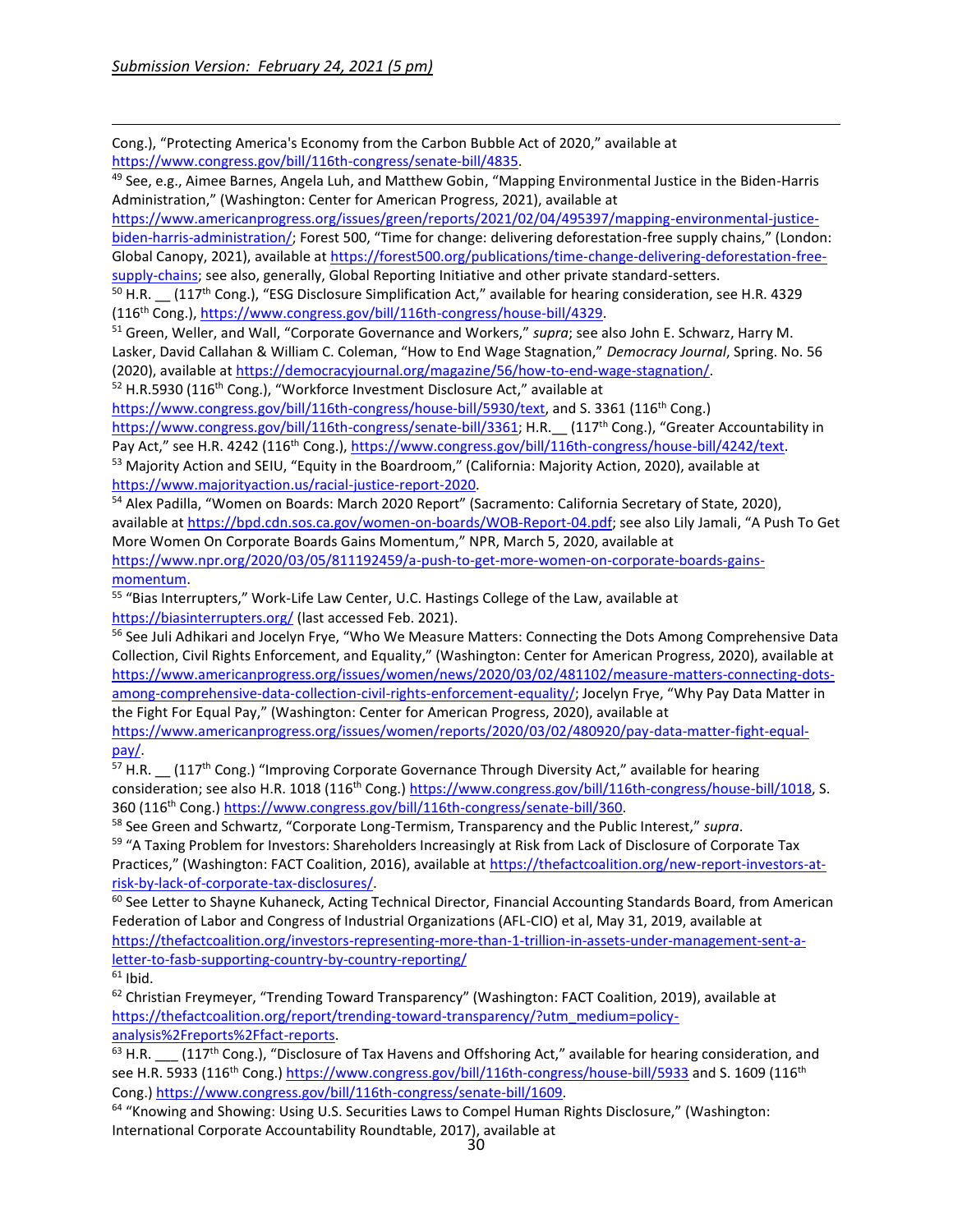Cong.), "Protecting America's Economy from the Carbon Bubble Act of 2020," available at https://www.congress.gov/bill/116th-congress/senate-bill/4835.

[49] See, e.g., Aimee Barnes, Angela Luh, and Matthew Gobin, "Mapping Environmental Justice in the Biden-Harris Administration," (Washington: Center for American Progress, 2021), available at https://www.americanprogress.org/issues/green/reports/2021/02/04/495397/mapping-environmental-justice-biden-harris-administration/; Forest 500, "Time for change: delivering deforestation-free supply chains," (London: Global Canopy, 2021), available at https://forest500.org/publications/time-change-delivering-deforestation-free-supply-chains; see also, generally, Global Reporting Initiative and other private standard-setters.

[50] H.R. __ (117th Cong.), "ESG Disclosure Simplification Act," available for hearing consideration, see H.R. 4329 (116th Cong.), https://www.congress.gov/bill/116th-congress/house-bill/4329.

[51] Green, Weller, and Wall, "Corporate Governance and Workers," *supra*; see also John E. Schwarz, Harry M. Lasker, David Callahan & William C. Coleman, "How to End Wage Stagnation," *Democracy Journal*, Spring. No. 56 (2020), available at https://democracyjournal.org/magazine/56/how-to-end-wage-stagnation/.

[52] H.R.5930 (116th Cong.), "Workforce Investment Disclosure Act," available at https://www.congress.gov/bill/116th-congress/house-bill/5930/text, and S. 3361 (116th Cong.) https://www.congress.gov/bill/116th-congress/senate-bill/3361; H.R.__ (117th Cong.), "Greater Accountability in Pay Act," see H.R. 4242 (116th Cong.), https://www.congress.gov/bill/116th-congress/house-bill/4242/text.

[53] Majority Action and SEIU, "Equity in the Boardroom," (California: Majority Action, 2020), available at https://www.majorityaction.us/racial-justice-report-2020.

[54] Alex Padilla, "Women on Boards: March 2020 Report" (Sacramento: California Secretary of State, 2020), available at https://bpd.cdn.sos.ca.gov/women-on-boards/WOB-Report-04.pdf; see also Lily Jamali, "A Push To Get More Women On Corporate Boards Gains Momentum," NPR, March 5, 2020, available at https://www.npr.org/2020/03/05/811192459/a-push-to-get-more-women-on-corporate-boards-gains-momentum.

[55] "Bias Interrupters," Work-Life Law Center, U.C. Hastings College of the Law, available at https://biasinterrupters.org/ (last accessed Feb. 2021).

[56] See Juli Adhikari and Jocelyn Frye, "Who We Measure Matters: Connecting the Dots Among Comprehensive Data Collection, Civil Rights Enforcement, and Equality," (Washington: Center for American Progress, 2020), available at https://www.americanprogress.org/issues/women/news/2020/03/02/481102/measure-matters-connecting-dots-among-comprehensive-data-collection-civil-rights-enforcement-equality/; Jocelyn Frye, "Why Pay Data Matter in the Fight For Equal Pay," (Washington: Center for American Progress, 2020), available at https://www.americanprogress.org/issues/women/reports/2020/03/02/480920/pay-data-matter-fight-equal-pay/.

[57] H.R. __ (117th Cong.) "Improving Corporate Governance Through Diversity Act," available for hearing consideration; see also H.R. 1018 (116th Cong.) https://www.congress.gov/bill/116th-congress/house-bill/1018, S. 360 (116th Cong.) https://www.congress.gov/bill/116th-congress/senate-bill/360.

[58] See Green and Schwartz, "Corporate Long-Termism, Transparency and the Public Interest," *supra*.

[59] "A Taxing Problem for Investors: Shareholders Increasingly at Risk from Lack of Disclosure of Corporate Tax Practices," (Washington: FACT Coalition, 2016), available at https://thefactcoalition.org/new-report-investors-at-risk-by-lack-of-corporate-tax-disclosures/.

[60] See Letter to Shayne Kuhaneck, Acting Technical Director, Financial Accounting Standards Board, from American Federation of Labor and Congress of Industrial Organizations (AFL-CIO) et al, May 31, 2019, available at https://thefactcoalition.org/investors-representing-more-than-1-trillion-in-assets-under-management-sent-a-letter-to-fasb-supporting-country-by-country-reporting/

[61] Ibid.

[62] Christian Freymeyer, "Trending Toward Transparency" (Washington: FACT Coalition, 2019), available at https://thefactcoalition.org/report/trending-toward-transparency/?utm_medium=policy-analysis%2Freports%2Ffact-reports.

[63] H.R. ___ (117th Cong.), "Disclosure of Tax Havens and Offshoring Act," available for hearing consideration, and see H.R. 5933 (116th Cong.) https://www.congress.gov/bill/116th-congress/house-bill/5933 and S. 1609 (116th Cong.) https://www.congress.gov/bill/116th-congress/senate-bill/1609.

[64] "Knowing and Showing: Using U.S. Securities Laws to Compel Human Rights Disclosure," (Washington: International Corporate Accountability Roundtable, 2017), available at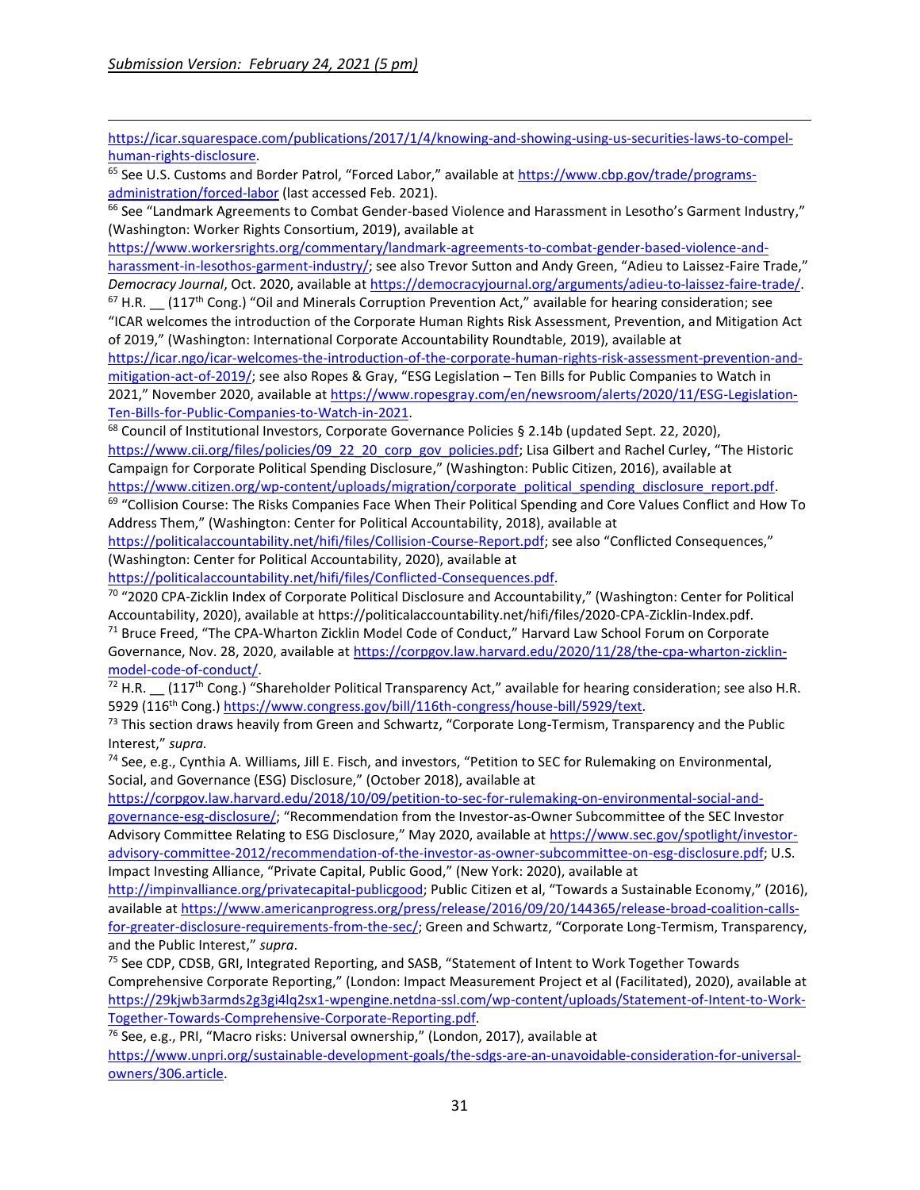https://icar.squarespace.com/publications/2017/1/4/knowing-and-showing-using-us-securities-laws-to-compel-human-rights-disclosure.

[65] See U.S. Customs and Border Patrol, "Forced Labor," available at https://www.cbp.gov/trade/programs-administration/forced-labor (last accessed Feb. 2021).

[66] See "Landmark Agreements to Combat Gender-based Violence and Harassment in Lesotho's Garment Industry," (Washington: Worker Rights Consortium, 2019), available at https://www.workersrights.org/commentary/landmark-agreements-to-combat-gender-based-violence-and-harassment-in-lesothos-garment-industry/; see also Trevor Sutton and Andy Green, "Adieu to Laissez-Faire Trade," *Democracy Journal*, Oct. 2020, available at https://democracyjournal.org/arguments/adieu-to-laissez-faire-trade/.

[67] H.R. __ (117th Cong.) "Oil and Minerals Corruption Prevention Act," available for hearing consideration; see "ICAR welcomes the introduction of the Corporate Human Rights Risk Assessment, Prevention, and Mitigation Act of 2019," (Washington: International Corporate Accountability Roundtable, 2019), available at https://icar.ngo/icar-welcomes-the-introduction-of-the-corporate-human-rights-risk-assessment-prevention-and-mitigation-act-of-2019/; see also Ropes & Gray, "ESG Legislation – Ten Bills for Public Companies to Watch in 2021," November 2020, available at https://www.ropesgray.com/en/newsroom/alerts/2020/11/ESG-Legislation-Ten-Bills-for-Public-Companies-to-Watch-in-2021.

[68] Council of Institutional Investors, Corporate Governance Policies § 2.14b (updated Sept. 22, 2020), https://www.cii.org/files/policies/09_22_20_corp_gov_policies.pdf; Lisa Gilbert and Rachel Curley, "The Historic Campaign for Corporate Political Spending Disclosure," (Washington: Public Citizen, 2016), available at https://www.citizen.org/wp-content/uploads/migration/corporate_political_spending_disclosure_report.pdf.

[69] "Collision Course: The Risks Companies Face When Their Political Spending and Core Values Conflict and How To Address Them," (Washington: Center for Political Accountability, 2018), available at https://politicalaccountability.net/hifi/files/Collision-Course-Report.pdf; see also "Conflicted Consequences," (Washington: Center for Political Accountability, 2020), available at https://politicalaccountability.net/hifi/files/Conflicted-Consequences.pdf.

[70] "2020 CPA-Zicklin Index of Corporate Political Disclosure and Accountability," (Washington: Center for Political Accountability, 2020), available at https://politicalaccountability.net/hifi/files/2020-CPA-Zicklin-Index.pdf.

[71] Bruce Freed, "The CPA-Wharton Zicklin Model Code of Conduct," Harvard Law School Forum on Corporate Governance, Nov. 28, 2020, available at https://corpgov.law.harvard.edu/2020/11/28/the-cpa-wharton-zicklin-model-code-of-conduct/.

[72] H.R. __ (117th Cong.) "Shareholder Political Transparency Act," available for hearing consideration; see also H.R. 5929 (116th Cong.) https://www.congress.gov/bill/116th-congress/house-bill/5929/text.

[73] This section draws heavily from Green and Schwartz, "Corporate Long-Termism, Transparency and the Public Interest," *supra*.

[74] See, e.g., Cynthia A. Williams, Jill E. Fisch, and investors, "Petition to SEC for Rulemaking on Environmental, Social, and Governance (ESG) Disclosure," (October 2018), available at https://corpgov.law.harvard.edu/2018/10/09/petition-to-sec-for-rulemaking-on-environmental-social-and-governance-esg-disclosure/; "Recommendation from the Investor-as-Owner Subcommittee of the SEC Investor Advisory Committee Relating to ESG Disclosure," May 2020, available at https://www.sec.gov/spotlight/investor-advisory-committee-2012/recommendation-of-the-investor-as-owner-subcommittee-on-esg-disclosure.pdf; U.S. Impact Investing Alliance, "Private Capital, Public Good," (New York: 2020), available at http://impinvalliance.org/privatecapital-publicgood; Public Citizen et al, "Towards a Sustainable Economy," (2016), available at https://www.americanprogress.org/press/release/2016/09/20/144365/release-broad-coalition-calls-for-greater-disclosure-requirements-from-the-sec/; Green and Schwartz, "Corporate Long-Termism, Transparency, and the Public Interest," *supra*.

[75] See CDP, CDSB, GRI, Integrated Reporting, and SASB, "Statement of Intent to Work Together Towards Comprehensive Corporate Reporting," (London: Impact Measurement Project et al (Facilitated), 2020), available at https://29kjwb3armds2g3gi4lq2sx1-wpengine.netdna-ssl.com/wp-content/uploads/Statement-of-Intent-to-Work-Together-Towards-Comprehensive-Corporate-Reporting.pdf.

[76] See, e.g., PRI, "Macro risks: Universal ownership," (London, 2017), available at https://www.unpri.org/sustainable-development-goals/the-sdgs-are-an-unavoidable-consideration-for-universal-owners/306.article.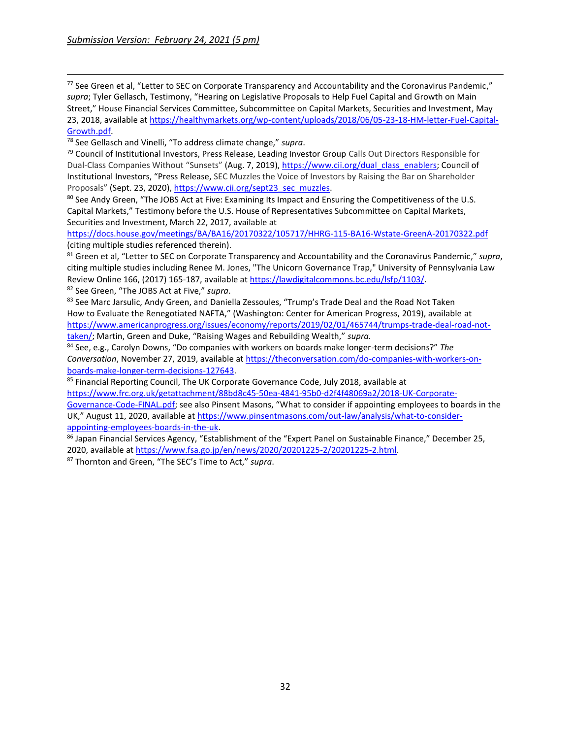[77] See Green et al, "Letter to SEC on Corporate Transparency and Accountability and the Coronavirus Pandemic," *supra*; Tyler Gellasch, Testimony, "Hearing on Legislative Proposals to Help Fuel Capital and Growth on Main Street," House Financial Services Committee, Subcommittee on Capital Markets, Securities and Investment, May 23, 2018, available at https://healthymarkets.org/wp-content/uploads/2018/06/05-23-18-HM-letter-Fuel-Capital-Growth.pdf.

[78] See Gellasch and Vinelli, "To address climate change," *supra*.

[79] Council of Institutional Investors, Press Release, Leading Investor Group Calls Out Directors Responsible for Dual-Class Companies Without "Sunsets" (Aug. 7, 2019), https://www.cii.org/dual_class_enablers; Council of Institutional Investors, "Press Release, SEC Muzzles the Voice of Investors by Raising the Bar on Shareholder Proposals" (Sept. 23, 2020), https://www.cii.org/sept23_sec_muzzles.

[80] See Andy Green, "The JOBS Act at Five: Examining Its Impact and Ensuring the Competitiveness of the U.S. Capital Markets," Testimony before the U.S. House of Representatives Subcommittee on Capital Markets, Securities and Investment, March 22, 2017, available at https://docs.house.gov/meetings/BA/BA16/20170322/105717/HHRG-115-BA16-Wstate-GreenA-20170322.pdf (citing multiple studies referenced therein).

[81] Green et al, "Letter to SEC on Corporate Transparency and Accountability and the Coronavirus Pandemic," *supra*, citing multiple studies including Renee M. Jones, "The Unicorn Governance Trap," University of Pennsylvania Law Review Online 166, (2017) 165-187, available at https://lawdigitalcommons.bc.edu/lsfp/1103/.

[82] See Green, "The JOBS Act at Five," *supra*.

[83] See Marc Jarsulic, Andy Green, and Daniella Zessoules, "Trump's Trade Deal and the Road Not Taken How to Evaluate the Renegotiated NAFTA," (Washington: Center for American Progress, 2019), available at https://www.americanprogress.org/issues/economy/reports/2019/02/01/465744/trumps-trade-deal-road-not-taken/; Martin, Green and Duke, "Raising Wages and Rebuilding Wealth," *supra.*

[84] See, e.g., Carolyn Downs, "Do companies with workers on boards make longer-term decisions?" *The Conversation*, November 27, 2019, available at https://theconversation.com/do-companies-with-workers-on-boards-make-longer-term-decisions-127643.

[85] Financial Reporting Council, The UK Corporate Governance Code, July 2018, available at https://www.frc.org.uk/getattachment/88bd8c45-50ea-4841-95b0-d2f4f48069a2/2018-UK-Corporate-Governance-Code-FINAL.pdf; see also Pinsent Masons, "What to consider if appointing employees to boards in the UK," August 11, 2020, available at https://www.pinsentmasons.com/out-law/analysis/what-to-consider-appointing-employees-boards-in-the-uk.

[86] Japan Financial Services Agency, "Establishment of the "Expert Panel on Sustainable Finance," December 25, 2020, available at https://www.fsa.go.jp/en/news/2020/20201225-2/20201225-2.html.

[87] Thornton and Green, "The SEC's Time to Act," *supra*.